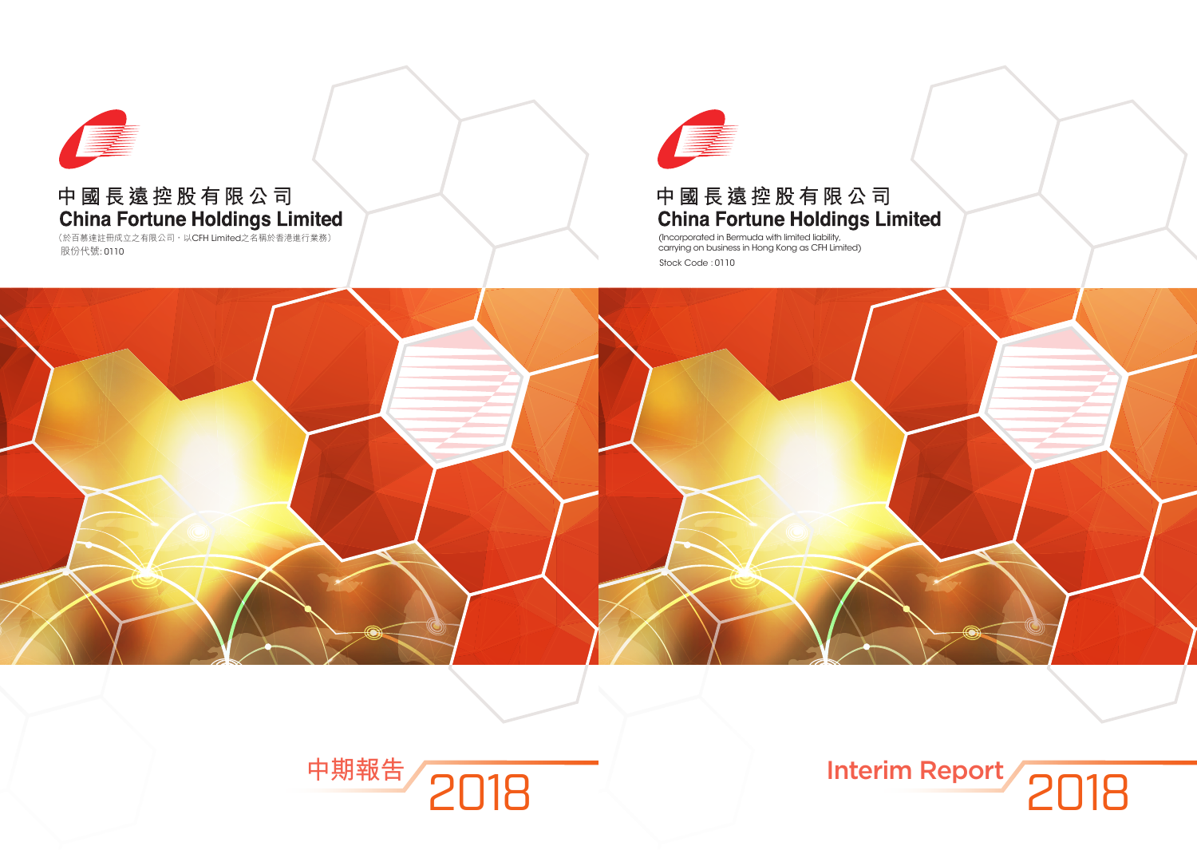中國長遠控股有限公司

# China Fortune Holdings Limited

（於百慕達註冊成立之有限公司，以CFH Limited之名稱於香港進行業務）

股份代號: 0110

中期報告 2018

中國長遠控股有限公司

# China Fortune Holdings Limited

(Incorporated in Bermuda with limited liability, carrying on business in Hong Kong as CFH Limited)

Stock Code : 0110

Interim Report 2018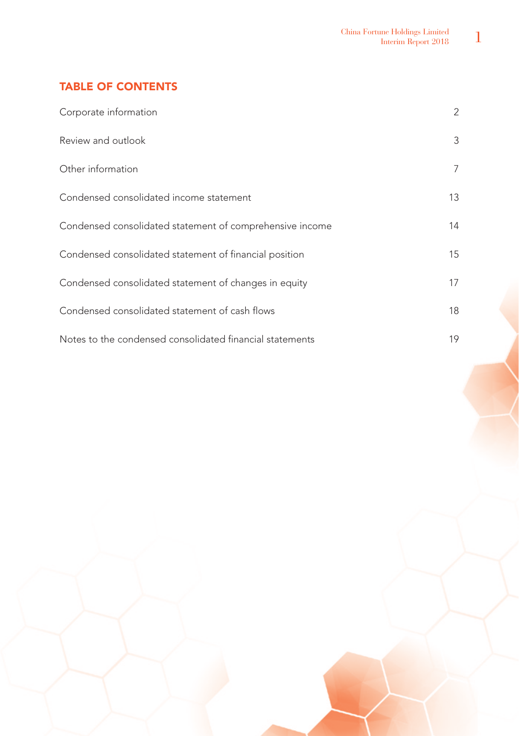## TABLE OF CONTENTS

| | |
|---|---|
| Corporate information | 2 |
| Review and outlook | 3 |
| Other information | 7 |
| Condensed consolidated income statement | 13 |
| Condensed consolidated statement of comprehensive income | 14 |
| Condensed consolidated statement of financial position | 15 |
| Condensed consolidated statement of changes in equity | 17 |
| Condensed consolidated statement of cash flows | 18 |
| Notes to the condensed consolidated financial statements | 19 |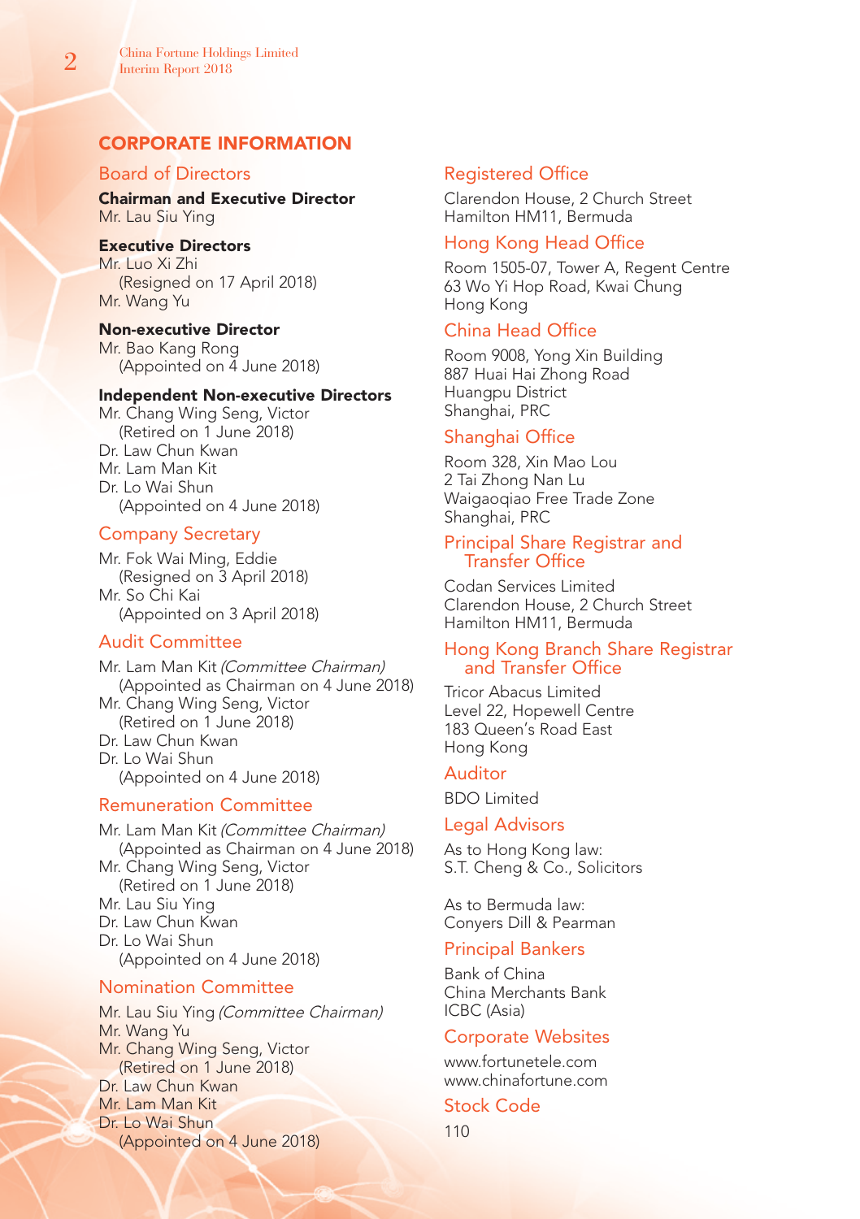# CORPORATE INFORMATION

## Board of Directors

**Chairman and Executive Director**
Mr. Lau Siu Ying

**Executive Directors**
Mr. Luo Xi Zhi
(Resigned on 17 April 2018)
Mr. Wang Yu

**Non-executive Director**
Mr. Bao Kang Rong
(Appointed on 4 June 2018)

**Independent Non-executive Directors**
Mr. Chang Wing Seng, Victor
(Retired on 1 June 2018)
Dr. Law Chun Kwan
Mr. Lam Man Kit
Dr. Lo Wai Shun
(Appointed on 4 June 2018)

## Company Secretary

Mr. Fok Wai Ming, Eddie
(Resigned on 3 April 2018)
Mr. So Chi Kai
(Appointed on 3 April 2018)

## Audit Committee

Mr. Lam Man Kit *(Committee Chairman)*
(Appointed as Chairman on 4 June 2018)
Mr. Chang Wing Seng, Victor
(Retired on 1 June 2018)
Dr. Law Chun Kwan
Dr. Lo Wai Shun
(Appointed on 4 June 2018)

## Remuneration Committee

Mr. Lam Man Kit *(Committee Chairman)*
(Appointed as Chairman on 4 June 2018)
Mr. Chang Wing Seng, Victor
(Retired on 1 June 2018)
Mr. Lau Siu Ying
Dr. Law Chun Kwan
Dr. Lo Wai Shun
(Appointed on 4 June 2018)

## Nomination Committee

Mr. Lau Siu Ying *(Committee Chairman)*
Mr. Wang Yu
Mr. Chang Wing Seng, Victor
(Retired on 1 June 2018)
Dr. Law Chun Kwan
Mr. Lam Man Kit
Dr. Lo Wai Shun
(Appointed on 4 June 2018)

## Registered Office

Clarendon House, 2 Church Street
Hamilton HM11, Bermuda

## Hong Kong Head Office

Room 1505-07, Tower A, Regent Centre
63 Wo Yi Hop Road, Kwai Chung
Hong Kong

## China Head Office

Room 9008, Yong Xin Building
887 Huai Hai Zhong Road
Huangpu District
Shanghai, PRC

## Shanghai Office

Room 328, Xin Mao Lou
2 Tai Zhong Nan Lu
Waigaoqiao Free Trade Zone
Shanghai, PRC

## Principal Share Registrar and Transfer Office

Codan Services Limited
Clarendon House, 2 Church Street
Hamilton HM11, Bermuda

## Hong Kong Branch Share Registrar and Transfer Office

Tricor Abacus Limited
Level 22, Hopewell Centre
183 Queen's Road East
Hong Kong

## Auditor

BDO Limited

## Legal Advisors

As to Hong Kong law:
S.T. Cheng & Co., Solicitors

As to Bermuda law:
Conyers Dill & Pearman

## Principal Bankers

Bank of China
China Merchants Bank
ICBC (Asia)

## Corporate Websites

www.fortunetele.com
www.chinafortune.com

## Stock Code

110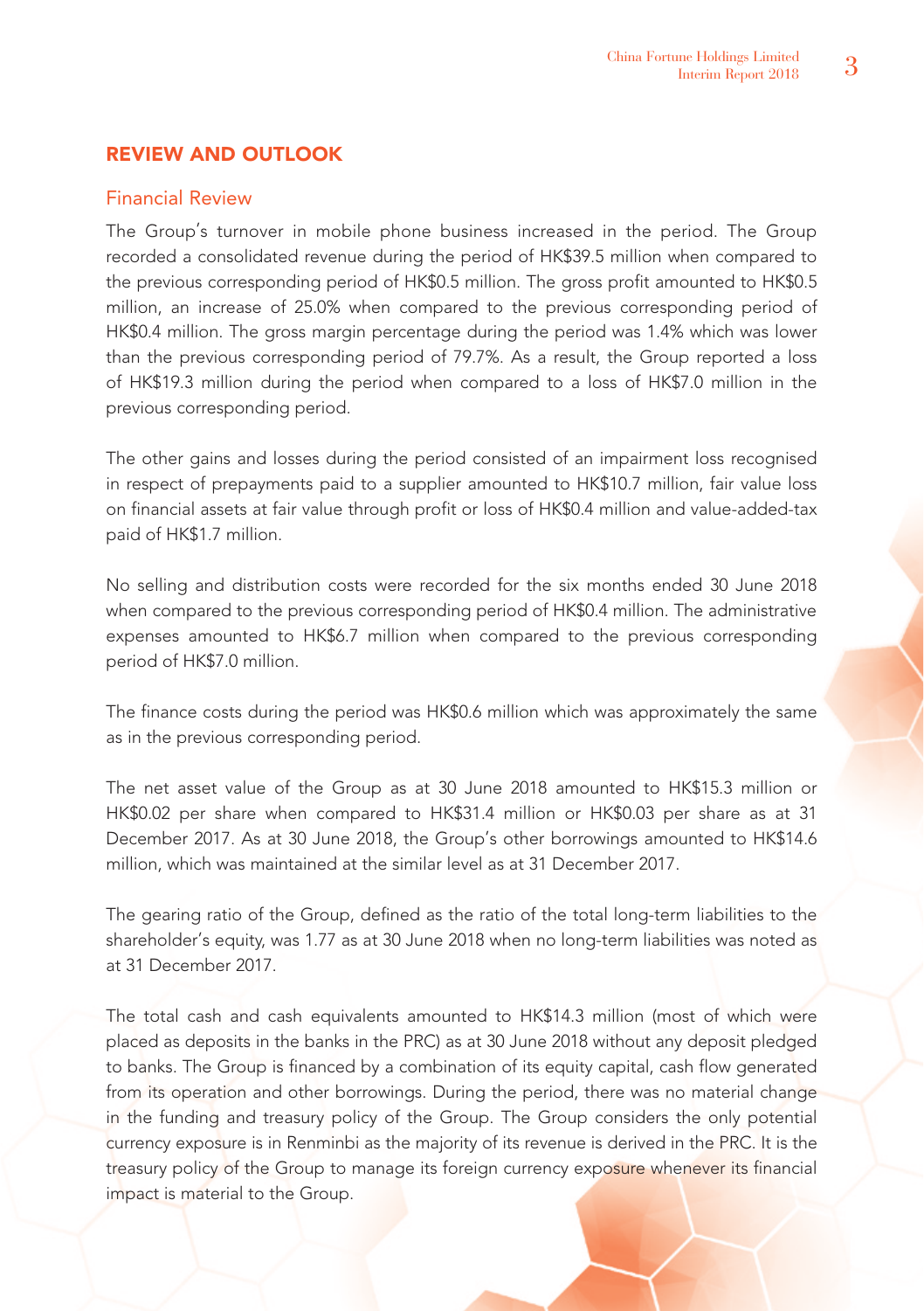## REVIEW AND OUTLOOK

### Financial Review

The Group's turnover in mobile phone business increased in the period. The Group recorded a consolidated revenue during the period of HK$39.5 million when compared to the previous corresponding period of HK$0.5 million. The gross profit amounted to HK$0.5 million, an increase of 25.0% when compared to the previous corresponding period of HK$0.4 million. The gross margin percentage during the period was 1.4% which was lower than the previous corresponding period of 79.7%. As a result, the Group reported a loss of HK$19.3 million during the period when compared to a loss of HK$7.0 million in the previous corresponding period.

The other gains and losses during the period consisted of an impairment loss recognised in respect of prepayments paid to a supplier amounted to HK$10.7 million, fair value loss on financial assets at fair value through profit or loss of HK$0.4 million and value-added-tax paid of HK$1.7 million.

No selling and distribution costs were recorded for the six months ended 30 June 2018 when compared to the previous corresponding period of HK$0.4 million. The administrative expenses amounted to HK$6.7 million when compared to the previous corresponding period of HK$7.0 million.

The finance costs during the period was HK$0.6 million which was approximately the same as in the previous corresponding period.

The net asset value of the Group as at 30 June 2018 amounted to HK$15.3 million or HK$0.02 per share when compared to HK$31.4 million or HK$0.03 per share as at 31 December 2017. As at 30 June 2018, the Group's other borrowings amounted to HK$14.6 million, which was maintained at the similar level as at 31 December 2017.

The gearing ratio of the Group, defined as the ratio of the total long-term liabilities to the shareholder's equity, was 1.77 as at 30 June 2018 when no long-term liabilities was noted as at 31 December 2017.

The total cash and cash equivalents amounted to HK$14.3 million (most of which were placed as deposits in the banks in the PRC) as at 30 June 2018 without any deposit pledged to banks. The Group is financed by a combination of its equity capital, cash flow generated from its operation and other borrowings. During the period, there was no material change in the funding and treasury policy of the Group. The Group considers the only potential currency exposure is in Renminbi as the majority of its revenue is derived in the PRC. It is the treasury policy of the Group to manage its foreign currency exposure whenever its financial impact is material to the Group.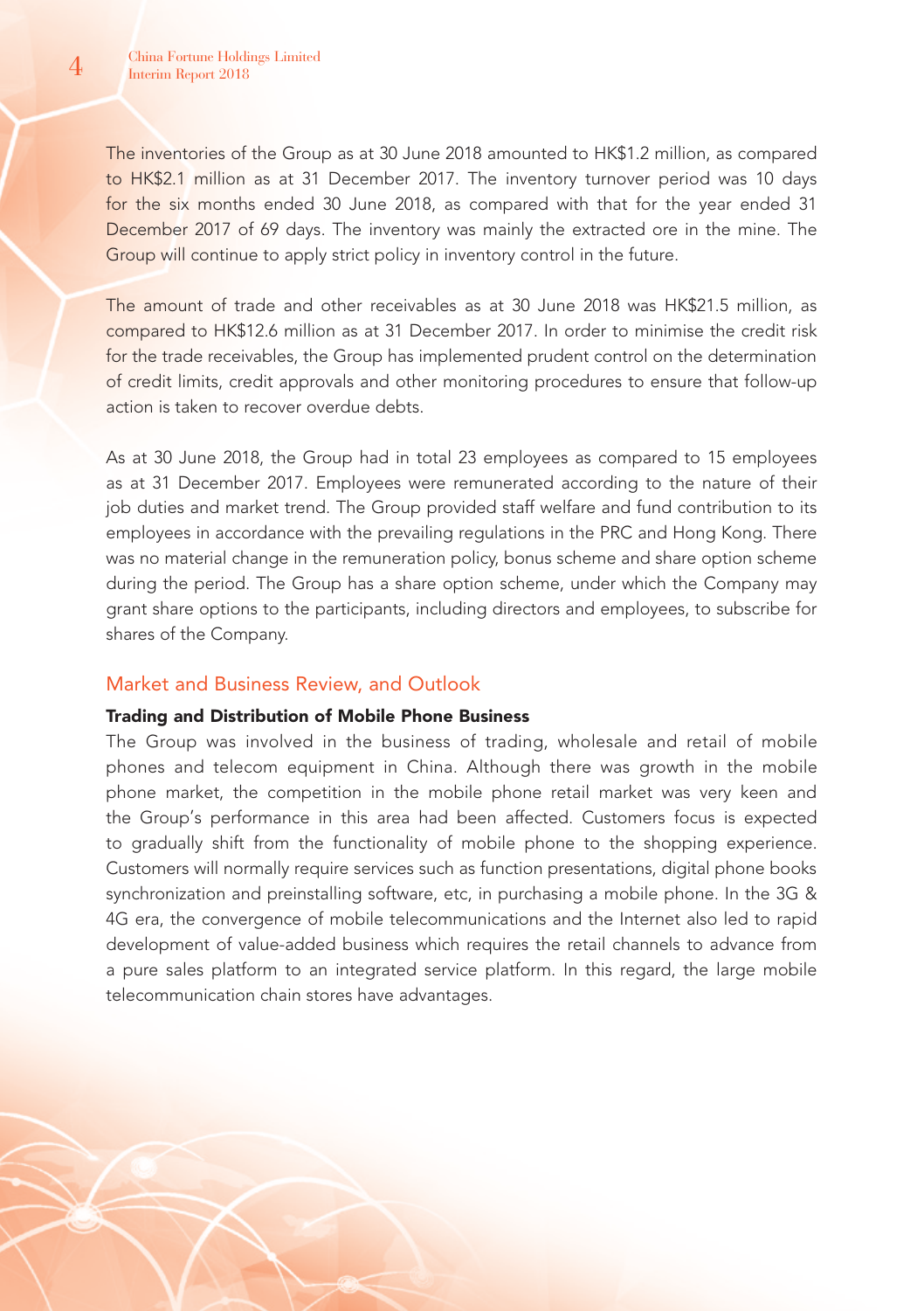The inventories of the Group as at 30 June 2018 amounted to HK$1.2 million, as compared to HK$2.1 million as at 31 December 2017. The inventory turnover period was 10 days for the six months ended 30 June 2018, as compared with that for the year ended 31 December 2017 of 69 days. The inventory was mainly the extracted ore in the mine. The Group will continue to apply strict policy in inventory control in the future.

The amount of trade and other receivables as at 30 June 2018 was HK$21.5 million, as compared to HK$12.6 million as at 31 December 2017. In order to minimise the credit risk for the trade receivables, the Group has implemented prudent control on the determination of credit limits, credit approvals and other monitoring procedures to ensure that follow-up action is taken to recover overdue debts.

As at 30 June 2018, the Group had in total 23 employees as compared to 15 employees as at 31 December 2017. Employees were remunerated according to the nature of their job duties and market trend. The Group provided staff welfare and fund contribution to its employees in accordance with the prevailing regulations in the PRC and Hong Kong. There was no material change in the remuneration policy, bonus scheme and share option scheme during the period. The Group has a share option scheme, under which the Company may grant share options to the participants, including directors and employees, to subscribe for shares of the Company.

## Market and Business Review, and Outlook

### Trading and Distribution of Mobile Phone Business

The Group was involved in the business of trading, wholesale and retail of mobile phones and telecom equipment in China. Although there was growth in the mobile phone market, the competition in the mobile phone retail market was very keen and the Group's performance in this area had been affected. Customers focus is expected to gradually shift from the functionality of mobile phone to the shopping experience. Customers will normally require services such as function presentations, digital phone books synchronization and preinstalling software, etc, in purchasing a mobile phone. In the 3G & 4G era, the convergence of mobile telecommunications and the Internet also led to rapid development of value-added business which requires the retail channels to advance from a pure sales platform to an integrated service platform. In this regard, the large mobile telecommunication chain stores have advantages.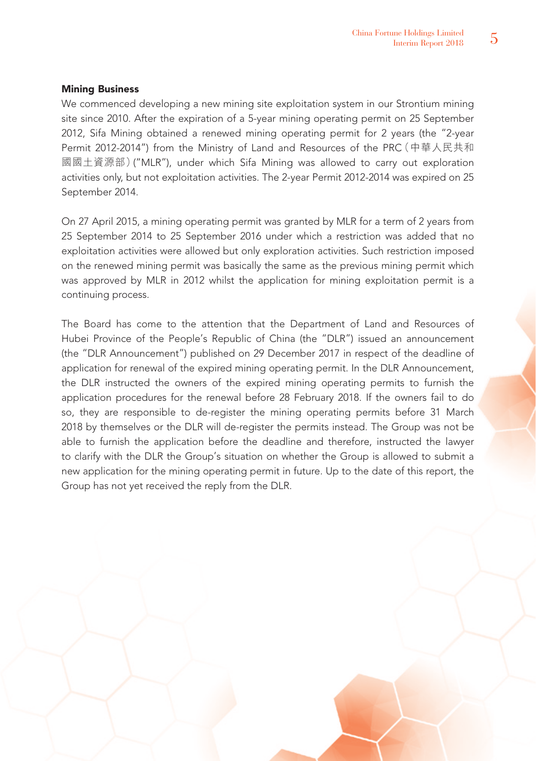**Mining Business**

We commenced developing a new mining site exploitation system in our Strontium mining site since 2010. After the expiration of a 5-year mining operating permit on 25 September 2012, Sifa Mining obtained a renewed mining operating permit for 2 years (the "2-year Permit 2012-2014") from the Ministry of Land and Resources of the PRC（中華人民共和國國土資源部）("MLR"), under which Sifa Mining was allowed to carry out exploration activities only, but not exploitation activities. The 2-year Permit 2012-2014 was expired on 25 September 2014.

On 27 April 2015, a mining operating permit was granted by MLR for a term of 2 years from 25 September 2014 to 25 September 2016 under which a restriction was added that no exploitation activities were allowed but only exploration activities. Such restriction imposed on the renewed mining permit was basically the same as the previous mining permit which was approved by MLR in 2012 whilst the application for mining exploitation permit is a continuing process.

The Board has come to the attention that the Department of Land and Resources of Hubei Province of the People's Republic of China (the "DLR") issued an announcement (the "DLR Announcement") published on 29 December 2017 in respect of the deadline of application for renewal of the expired mining operating permit. In the DLR Announcement, the DLR instructed the owners of the expired mining operating permits to furnish the application procedures for the renewal before 28 February 2018. If the owners fail to do so, they are responsible to de-register the mining operating permits before 31 March 2018 by themselves or the DLR will de-register the permits instead. The Group was not be able to furnish the application before the deadline and therefore, instructed the lawyer to clarify with the DLR the Group's situation on whether the Group is allowed to submit a new application for the mining operating permit in future. Up to the date of this report, the Group has not yet received the reply from the DLR.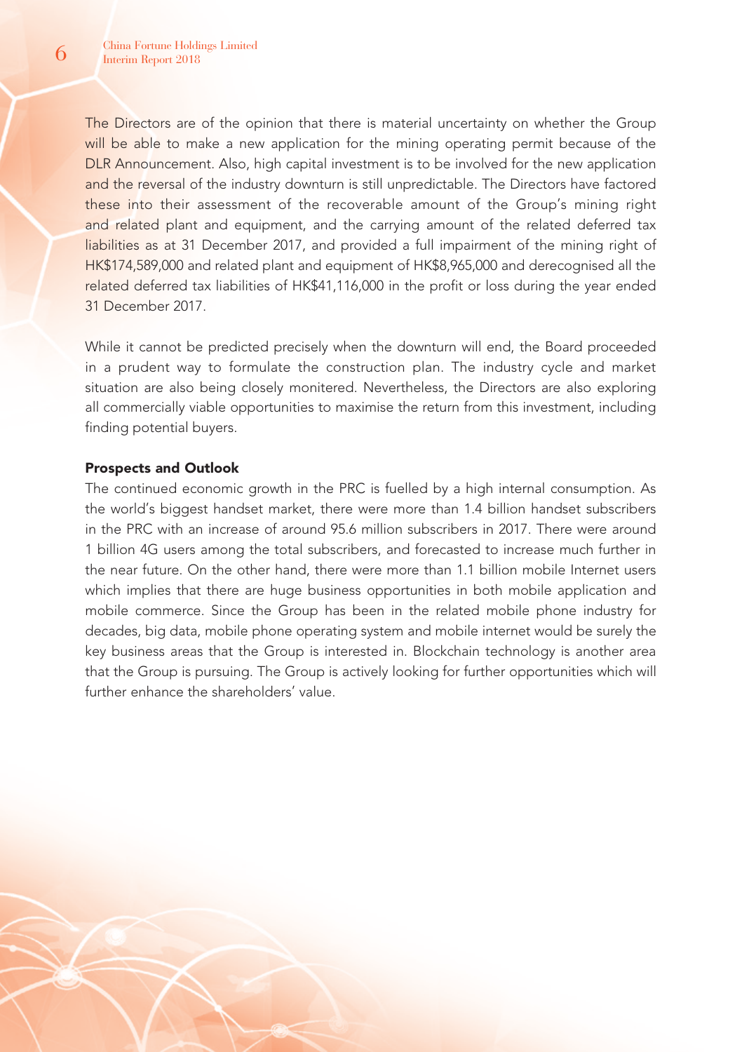The Directors are of the opinion that there is material uncertainty on whether the Group will be able to make a new application for the mining operating permit because of the DLR Announcement. Also, high capital investment is to be involved for the new application and the reversal of the industry downturn is still unpredictable. The Directors have factored these into their assessment of the recoverable amount of the Group's mining right and related plant and equipment, and the carrying amount of the related deferred tax liabilities as at 31 December 2017, and provided a full impairment of the mining right of HK$174,589,000 and related plant and equipment of HK$8,965,000 and derecognised all the related deferred tax liabilities of HK$41,116,000 in the profit or loss during the year ended 31 December 2017.

While it cannot be predicted precisely when the downturn will end, the Board proceeded in a prudent way to formulate the construction plan. The industry cycle and market situation are also being closely monitered. Nevertheless, the Directors are also exploring all commercially viable opportunities to maximise the return from this investment, including finding potential buyers.

**Prospects and Outlook**

The continued economic growth in the PRC is fuelled by a high internal consumption. As the world's biggest handset market, there were more than 1.4 billion handset subscribers in the PRC with an increase of around 95.6 million subscribers in 2017. There were around 1 billion 4G users among the total subscribers, and forecasted to increase much further in the near future. On the other hand, there were more than 1.1 billion mobile Internet users which implies that there are huge business opportunities in both mobile application and mobile commerce. Since the Group has been in the related mobile phone industry for decades, big data, mobile phone operating system and mobile internet would be surely the key business areas that the Group is interested in. Blockchain technology is another area that the Group is pursuing. The Group is actively looking for further opportunities which will further enhance the shareholders' value.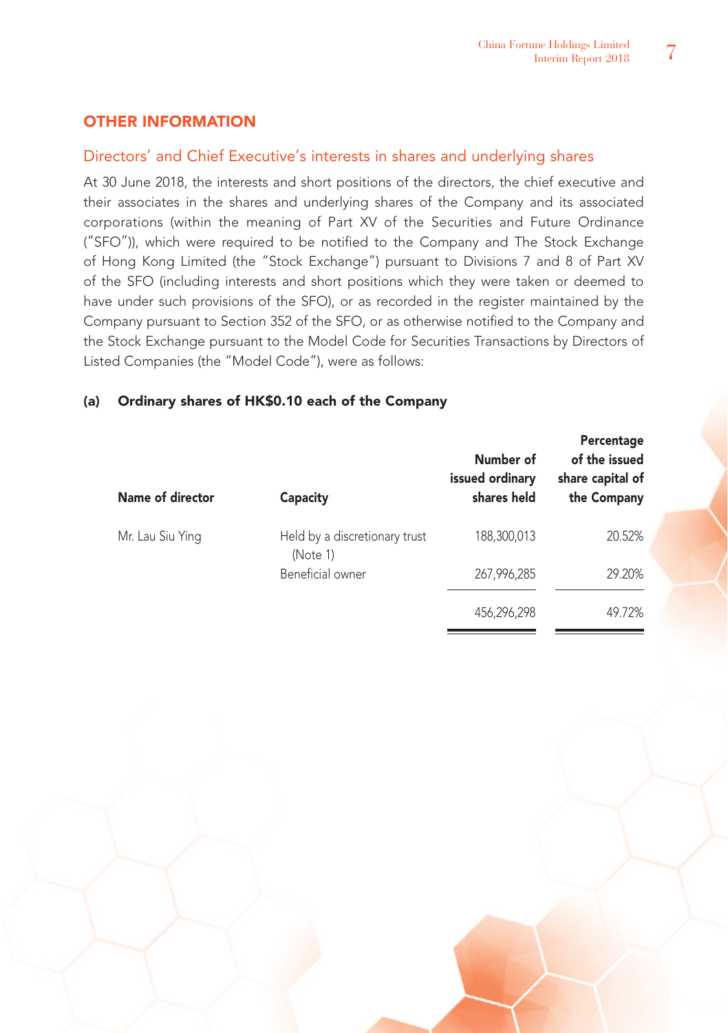## OTHER INFORMATION

### Directors' and Chief Executive's interests in shares and underlying shares

At 30 June 2018, the interests and short positions of the directors, the chief executive and their associates in the shares and underlying shares of the Company and its associated corporations (within the meaning of Part XV of the Securities and Future Ordinance ("SFO")), which were required to be notified to the Company and The Stock Exchange of Hong Kong Limited (the "Stock Exchange") pursuant to Divisions 7 and 8 of Part XV of the SFO (including interests and short positions which they were taken or deemed to have under such provisions of the SFO), or as recorded in the register maintained by the Company pursuant to Section 352 of the SFO, or as otherwise notified to the Company and the Stock Exchange pursuant to the Model Code for Securities Transactions by Directors of Listed Companies (the "Model Code"), were as follows:

**(a) Ordinary shares of HK$0.10 each of the Company**

| Name of director | Capacity | Number of issued ordinary shares held | Percentage of the issued share capital of the Company |
|---|---|---|---|
| Mr. Lau Siu Ying | Held by a discretionary trust (Note 1) | 188,300,013 | 20.52% |
| | Beneficial owner | 267,996,285 | 29.20% |
| | | 456,296,298 | 49.72% |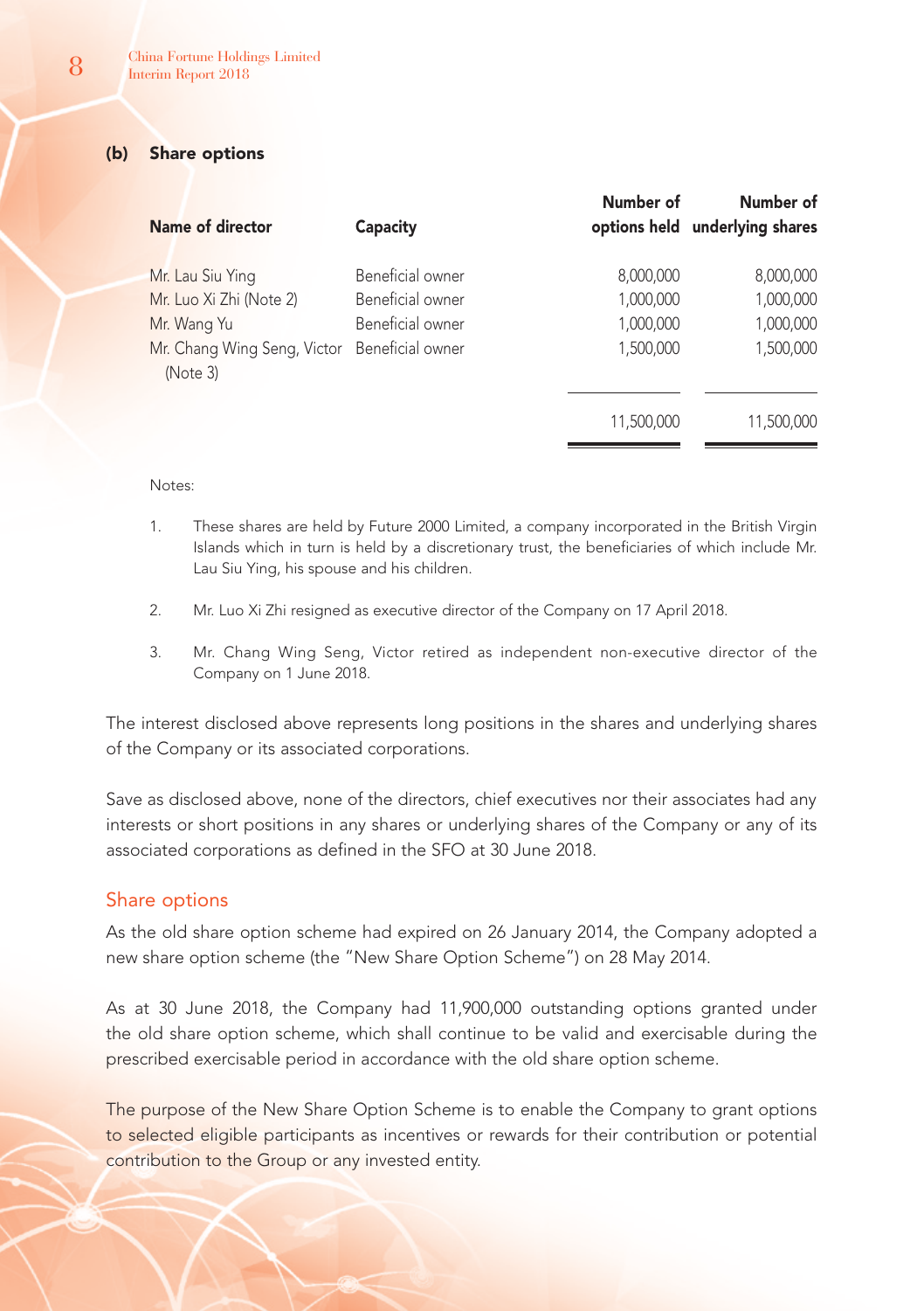### (b) Share options

| Name of director | Capacity | Number of options held | Number of underlying shares |
|---|---|---|---|
| Mr. Lau Siu Ying | Beneficial owner | 8,000,000 | 8,000,000 |
| Mr. Luo Xi Zhi (Note 2) | Beneficial owner | 1,000,000 | 1,000,000 |
| Mr. Wang Yu | Beneficial owner | 1,000,000 | 1,000,000 |
| Mr. Chang Wing Seng, Victor (Note 3) | Beneficial owner | 1,500,000 | 1,500,000 |
| | | 11,500,000 | 11,500,000 |

Notes:

1. These shares are held by Future 2000 Limited, a company incorporated in the British Virgin Islands which in turn is held by a discretionary trust, the beneficiaries of which include Mr. Lau Siu Ying, his spouse and his children.

2. Mr. Luo Xi Zhi resigned as executive director of the Company on 17 April 2018.

3. Mr. Chang Wing Seng, Victor retired as independent non-executive director of the Company on 1 June 2018.

The interest disclosed above represents long positions in the shares and underlying shares of the Company or its associated corporations.

Save as disclosed above, none of the directors, chief executives nor their associates had any interests or short positions in any shares or underlying shares of the Company or any of its associated corporations as defined in the SFO at 30 June 2018.

## Share options

As the old share option scheme had expired on 26 January 2014, the Company adopted a new share option scheme (the "New Share Option Scheme") on 28 May 2014.

As at 30 June 2018, the Company had 11,900,000 outstanding options granted under the old share option scheme, which shall continue to be valid and exercisable during the prescribed exercisable period in accordance with the old share option scheme.

The purpose of the New Share Option Scheme is to enable the Company to grant options to selected eligible participants as incentives or rewards for their contribution or potential contribution to the Group or any invested entity.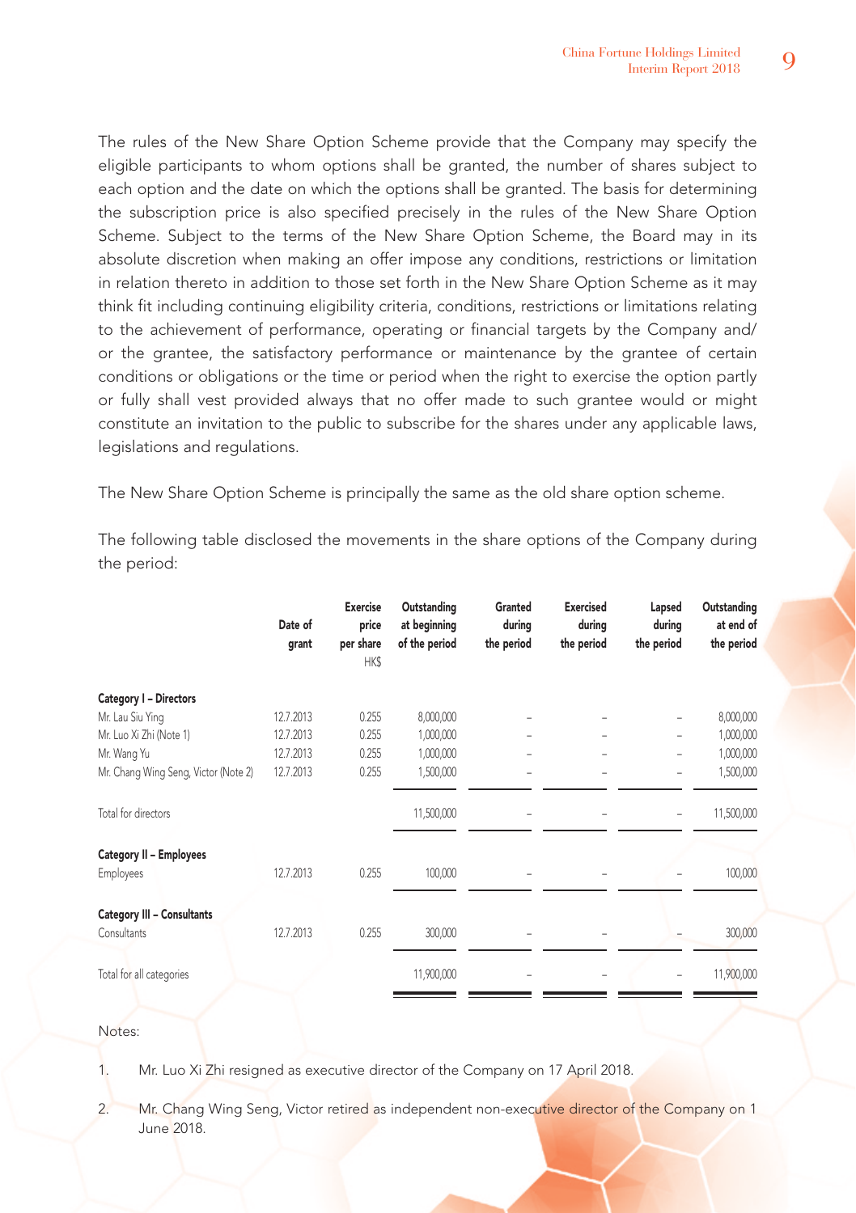The rules of the New Share Option Scheme provide that the Company may specify the eligible participants to whom options shall be granted, the number of shares subject to each option and the date on which the options shall be granted. The basis for determining the subscription price is also specified precisely in the rules of the New Share Option Scheme. Subject to the terms of the New Share Option Scheme, the Board may in its absolute discretion when making an offer impose any conditions, restrictions or limitation in relation thereto in addition to those set forth in the New Share Option Scheme as it may think fit including continuing eligibility criteria, conditions, restrictions or limitations relating to the achievement of performance, operating or financial targets by the Company and/or the grantee, the satisfactory performance or maintenance by the grantee of certain conditions or obligations or the time or period when the right to exercise the option partly or fully shall vest provided always that no offer made to such grantee would or might constitute an invitation to the public to subscribe for the shares under any applicable laws, legislations and regulations.

The New Share Option Scheme is principally the same as the old share option scheme.

The following table disclosed the movements in the share options of the Company during the period:

| | Date of grant | Exercise price per share HK$ | Outstanding at beginning of the period | Granted during the period | Exercised during the period | Lapsed during the period | Outstanding at end of the period |
|---|---|---|---|---|---|---|---|
| **Category I – Directors** | | | | | | | |
| Mr. Lau Siu Ying | 12.7.2013 | 0.255 | 8,000,000 | – | – | – | 8,000,000 |
| Mr. Luo Xi Zhi (Note 1) | 12.7.2013 | 0.255 | 1,000,000 | – | – | – | 1,000,000 |
| Mr. Wang Yu | 12.7.2013 | 0.255 | 1,000,000 | – | – | – | 1,000,000 |
| Mr. Chang Wing Seng, Victor (Note 2) | 12.7.2013 | 0.255 | 1,500,000 | – | – | – | 1,500,000 |
| Total for directors | | | 11,500,000 | – | – | – | 11,500,000 |
| **Category II – Employees** | | | | | | | |
| Employees | 12.7.2013 | 0.255 | 100,000 | – | – | – | 100,000 |
| **Category III – Consultants** | | | | | | | |
| Consultants | 12.7.2013 | 0.255 | 300,000 | – | – | – | 300,000 |
| Total for all categories | | | 11,900,000 | – | – | – | 11,900,000 |

Notes:

1. Mr. Luo Xi Zhi resigned as executive director of the Company on 17 April 2018.

2. Mr. Chang Wing Seng, Victor retired as independent non-executive director of the Company on 1 June 2018.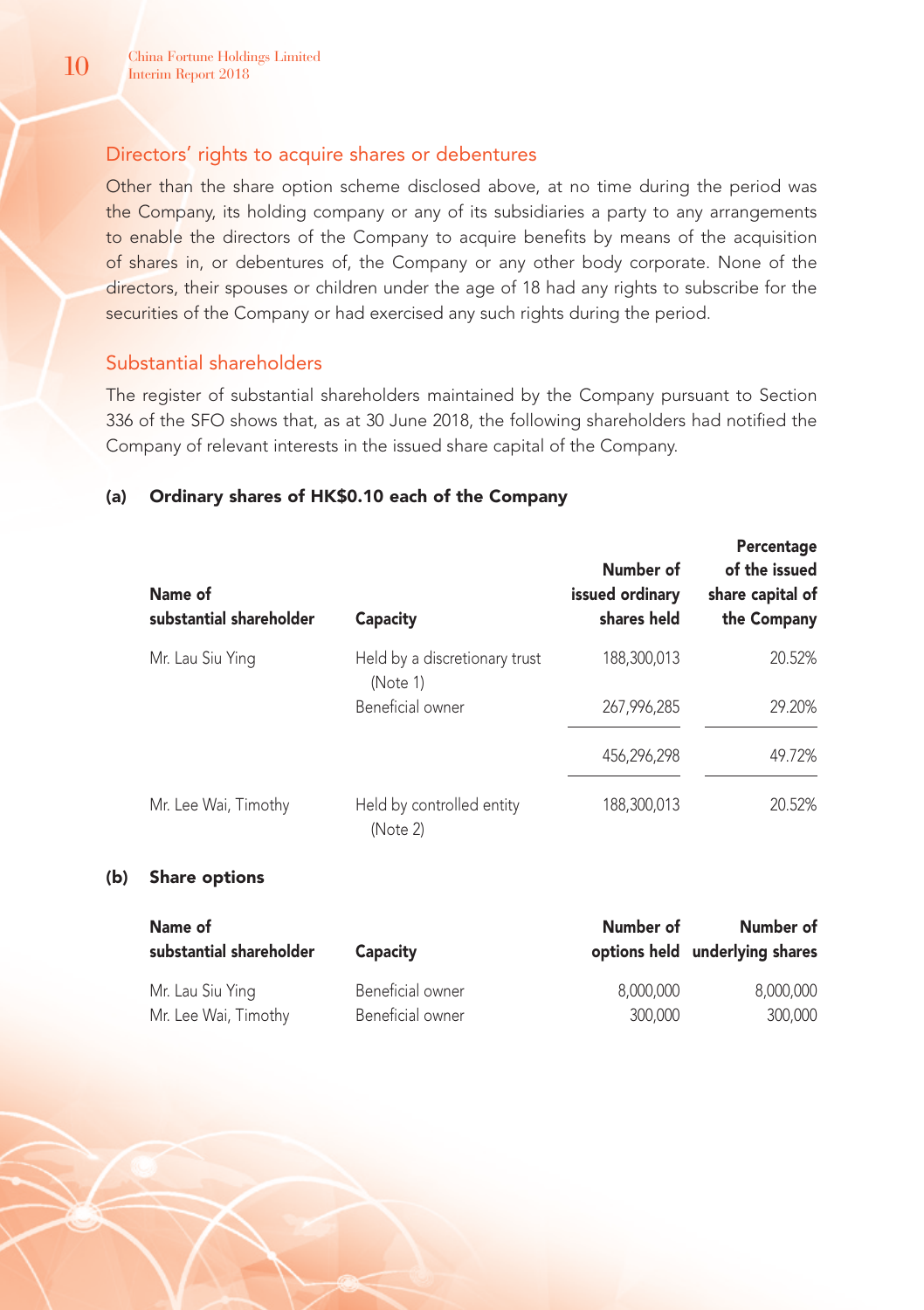## Directors' rights to acquire shares or debentures

Other than the share option scheme disclosed above, at no time during the period was the Company, its holding company or any of its subsidiaries a party to any arrangements to enable the directors of the Company to acquire benefits by means of the acquisition of shares in, or debentures of, the Company or any other body corporate. None of the directors, their spouses or children under the age of 18 had any rights to subscribe for the securities of the Company or had exercised any such rights during the period.

## Substantial shareholders

The register of substantial shareholders maintained by the Company pursuant to Section 336 of the SFO shows that, as at 30 June 2018, the following shareholders had notified the Company of relevant interests in the issued share capital of the Company.

### (a) Ordinary shares of HK$0.10 each of the Company

| Name of substantial shareholder | Capacity | Number of issued ordinary shares held | Percentage of the issued share capital of the Company |
|---|---|---|---|
| Mr. Lau Siu Ying | Held by a discretionary trust (Note 1) | 188,300,013 | 20.52% |
| | Beneficial owner | 267,996,285 | 29.20% |
| | | 456,296,298 | 49.72% |
| Mr. Lee Wai, Timothy | Held by controlled entity (Note 2) | 188,300,013 | 20.52% |

### (b) Share options

| Name of substantial shareholder | Capacity | Number of options held | Number of underlying shares |
|---|---|---|---|
| Mr. Lau Siu Ying | Beneficial owner | 8,000,000 | 8,000,000 |
| Mr. Lee Wai, Timothy | Beneficial owner | 300,000 | 300,000 |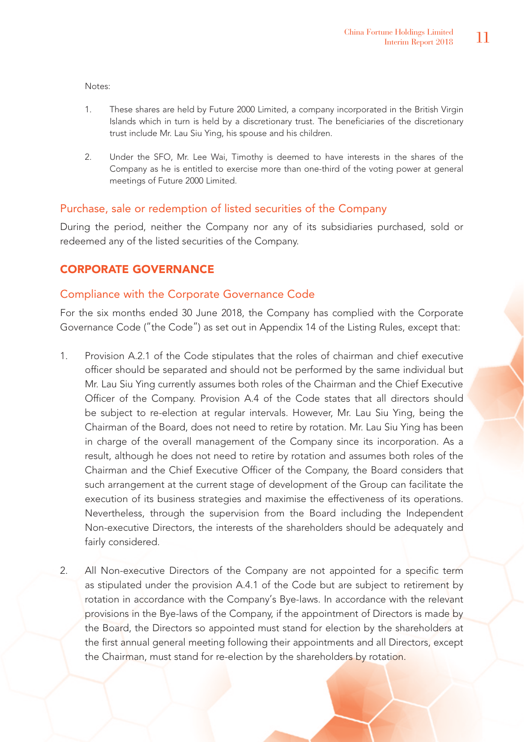Notes:

1. These shares are held by Future 2000 Limited, a company incorporated in the British Virgin Islands which in turn is held by a discretionary trust. The beneficiaries of the discretionary trust include Mr. Lau Siu Ying, his spouse and his children.

2. Under the SFO, Mr. Lee Wai, Timothy is deemed to have interests in the shares of the Company as he is entitled to exercise more than one-third of the voting power at general meetings of Future 2000 Limited.

### Purchase, sale or redemption of listed securities of the Company

During the period, neither the Company nor any of its subsidiaries purchased, sold or redeemed any of the listed securities of the Company.

## CORPORATE GOVERNANCE

### Compliance with the Corporate Governance Code

For the six months ended 30 June 2018, the Company has complied with the Corporate Governance Code ("the Code") as set out in Appendix 14 of the Listing Rules, except that:

1. Provision A.2.1 of the Code stipulates that the roles of chairman and chief executive officer should be separated and should not be performed by the same individual but Mr. Lau Siu Ying currently assumes both roles of the Chairman and the Chief Executive Officer of the Company. Provision A.4 of the Code states that all directors should be subject to re-election at regular intervals. However, Mr. Lau Siu Ying, being the Chairman of the Board, does not need to retire by rotation. Mr. Lau Siu Ying has been in charge of the overall management of the Company since its incorporation. As a result, although he does not need to retire by rotation and assumes both roles of the Chairman and the Chief Executive Officer of the Company, the Board considers that such arrangement at the current stage of development of the Group can facilitate the execution of its business strategies and maximise the effectiveness of its operations. Nevertheless, through the supervision from the Board including the Independent Non-executive Directors, the interests of the shareholders should be adequately and fairly considered.

2. All Non-executive Directors of the Company are not appointed for a specific term as stipulated under the provision A.4.1 of the Code but are subject to retirement by rotation in accordance with the Company's Bye-laws. In accordance with the relevant provisions in the Bye-laws of the Company, if the appointment of Directors is made by the Board, the Directors so appointed must stand for election by the shareholders at the first annual general meeting following their appointments and all Directors, except the Chairman, must stand for re-election by the shareholders by rotation.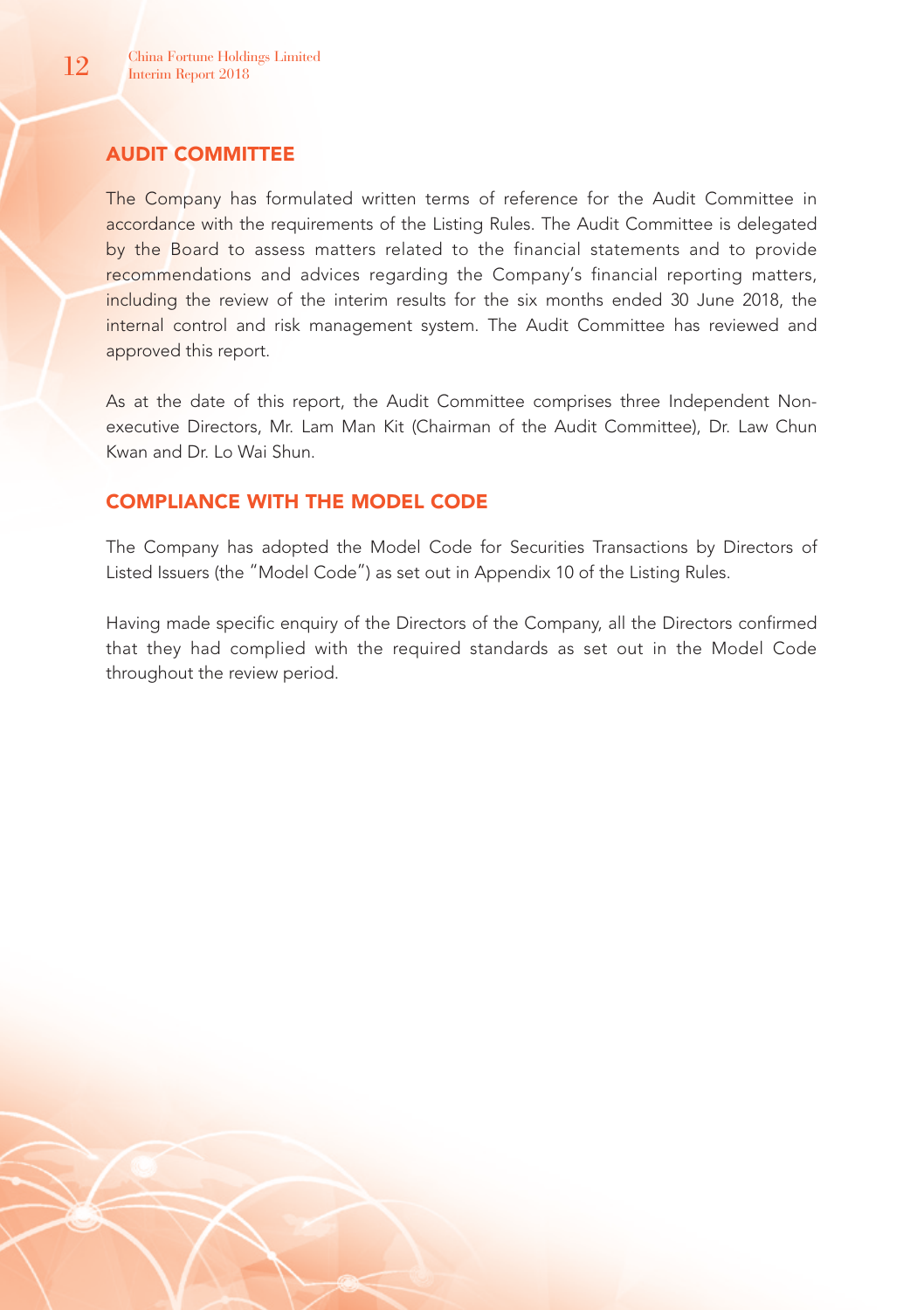## AUDIT COMMITTEE

The Company has formulated written terms of reference for the Audit Committee in accordance with the requirements of the Listing Rules. The Audit Committee is delegated by the Board to assess matters related to the financial statements and to provide recommendations and advices regarding the Company's financial reporting matters, including the review of the interim results for the six months ended 30 June 2018, the internal control and risk management system. The Audit Committee has reviewed and approved this report.

As at the date of this report, the Audit Committee comprises three Independent Non-executive Directors, Mr. Lam Man Kit (Chairman of the Audit Committee), Dr. Law Chun Kwan and Dr. Lo Wai Shun.

## COMPLIANCE WITH THE MODEL CODE

The Company has adopted the Model Code for Securities Transactions by Directors of Listed Issuers (the "Model Code") as set out in Appendix 10 of the Listing Rules.

Having made specific enquiry of the Directors of the Company, all the Directors confirmed that they had complied with the required standards as set out in the Model Code throughout the review period.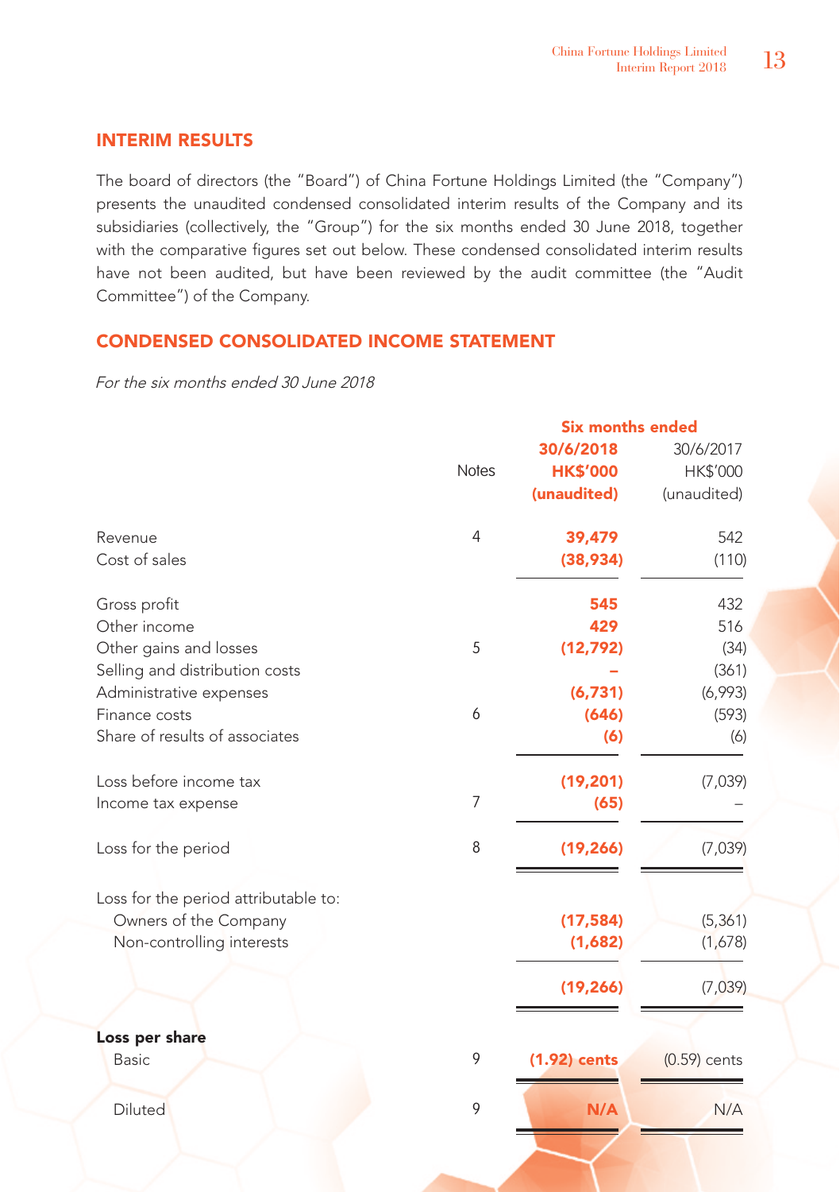## INTERIM RESULTS

The board of directors (the "Board") of China Fortune Holdings Limited (the "Company") presents the unaudited condensed consolidated interim results of the Company and its subsidiaries (collectively, the "Group") for the six months ended 30 June 2018, together with the comparative figures set out below. These condensed consolidated interim results have not been audited, but have been reviewed by the audit committee (the "Audit Committee") of the Company.

## CONDENSED CONSOLIDATED INCOME STATEMENT

*For the six months ended 30 June 2018*

| | Notes | Six months ended 30/6/2018 HK$'000 (unaudited) | 30/6/2017 HK$'000 (unaudited) |
|---|---|---|---|
| Revenue | 4 | **39,479** | 542 |
| Cost of sales | | **(38,934)** | (110) |
| Gross profit | | **545** | 432 |
| Other income | | **429** | 516 |
| Other gains and losses | 5 | **(12,792)** | (34) |
| Selling and distribution costs | | **–** | (361) |
| Administrative expenses | | **(6,731)** | (6,993) |
| Finance costs | 6 | **(646)** | (593) |
| Share of results of associates | | **(6)** | (6) |
| Loss before income tax | | **(19,201)** | (7,039) |
| Income tax expense | 7 | **(65)** | – |
| Loss for the period | 8 | **(19,266)** | (7,039) |
| Loss for the period attributable to: | | | |
| Owners of the Company | | **(17,584)** | (5,361) |
| Non-controlling interests | | **(1,682)** | (1,678) |
| | | **(19,266)** | (7,039) |
| **Loss per share** | | | |
| Basic | 9 | **(1.92) cents** | (0.59) cents |
| Diluted | 9 | **N/A** | N/A |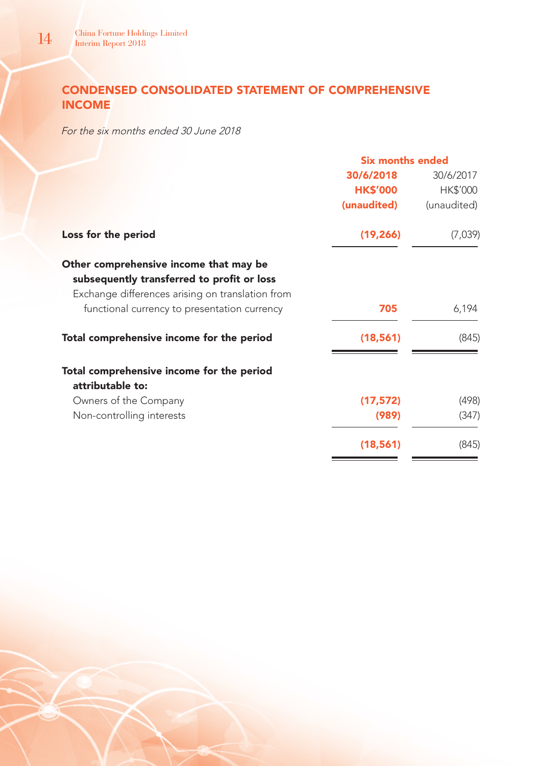# CONDENSED CONSOLIDATED STATEMENT OF COMPREHENSIVE INCOME

*For the six months ended 30 June 2018*

| | Six months ended | |
|---|---|---|
| | **30/6/2018** | 30/6/2017 |
| | **HK$'000** | HK$'000 |
| | **(unaudited)** | (unaudited) |
| **Loss for the period** | **(19,266)** | (7,039) |
| **Other comprehensive income that may be subsequently transferred to profit or loss** | | |
| Exchange differences arising on translation from functional currency to presentation currency | **705** | 6,194 |
| **Total comprehensive income for the period** | **(18,561)** | (845) |
| **Total comprehensive income for the period attributable to:** | | |
| Owners of the Company | **(17,572)** | (498) |
| Non-controlling interests | **(989)** | (347) |
| | **(18,561)** | (845) |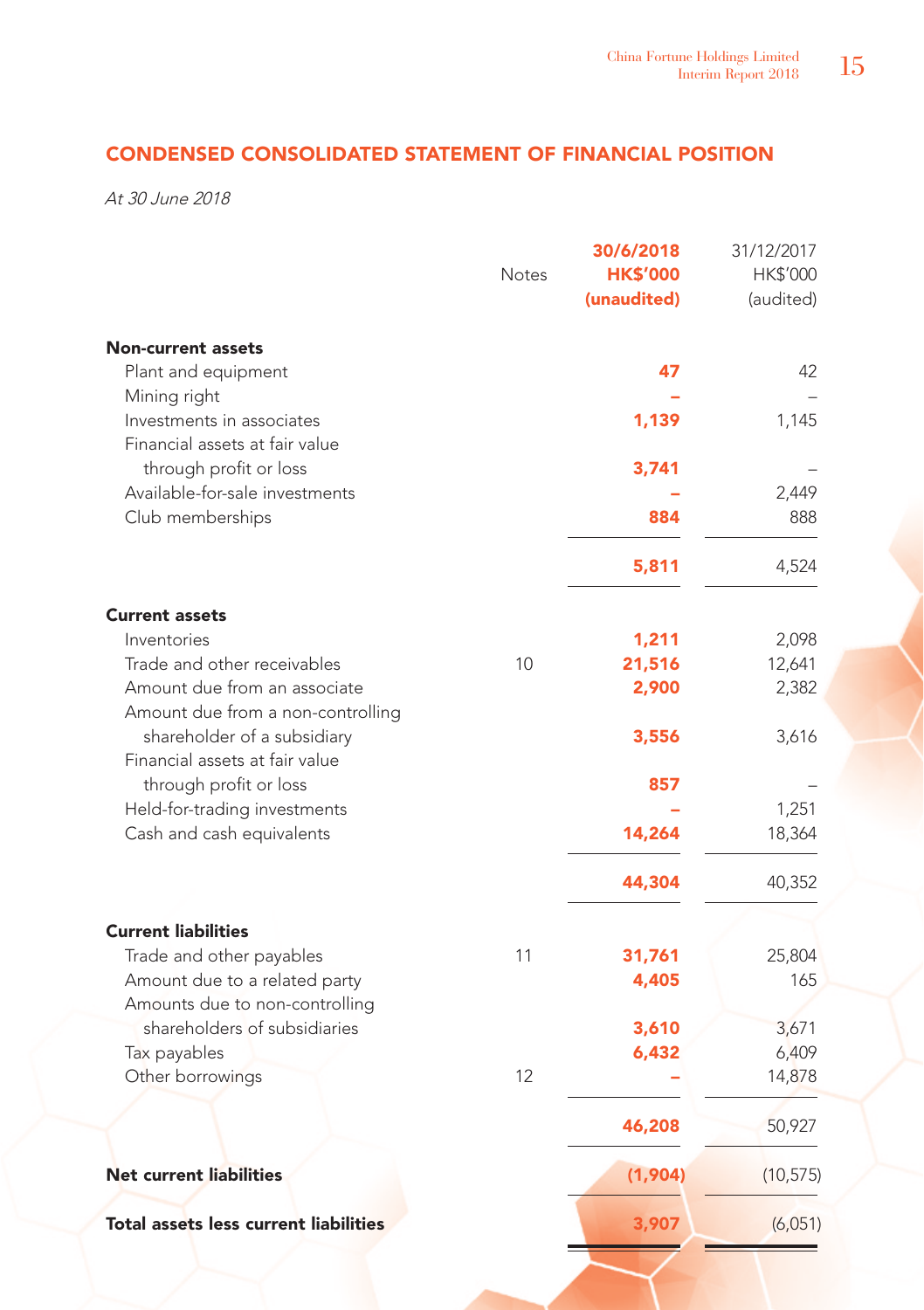## CONDENSED CONSOLIDATED STATEMENT OF FINANCIAL POSITION

*At 30 June 2018*

| | Notes | **30/6/2018 HK$'000 (unaudited)** | 31/12/2017 HK$'000 (audited) |
|---|---|---|---|
| **Non-current assets** | | | |
| Plant and equipment | | **47** | 42 |
| Mining right | | **–** | – |
| Investments in associates | | **1,139** | 1,145 |
| Financial assets at fair value through profit or loss | | **3,741** | – |
| Available-for-sale investments | | **–** | 2,449 |
| Club memberships | | **884** | 888 |
| | | **5,811** | 4,524 |
| **Current assets** | | | |
| Inventories | | **1,211** | 2,098 |
| Trade and other receivables | 10 | **21,516** | 12,641 |
| Amount due from an associate | | **2,900** | 2,382 |
| Amount due from a non-controlling shareholder of a subsidiary | | **3,556** | 3,616 |
| Financial assets at fair value through profit or loss | | **857** | – |
| Held-for-trading investments | | **–** | 1,251 |
| Cash and cash equivalents | | **14,264** | 18,364 |
| | | **44,304** | 40,352 |
| **Current liabilities** | | | |
| Trade and other payables | 11 | **31,761** | 25,804 |
| Amount due to a related party | | **4,405** | 165 |
| Amounts due to non-controlling shareholders of subsidiaries | | **3,610** | 3,671 |
| Tax payables | | **6,432** | 6,409 |
| Other borrowings | 12 | **–** | 14,878 |
| | | **46,208** | 50,927 |
| **Net current liabilities** | | **(1,904)** | (10,575) |
| **Total assets less current liabilities** | | **3,907** | (6,051) |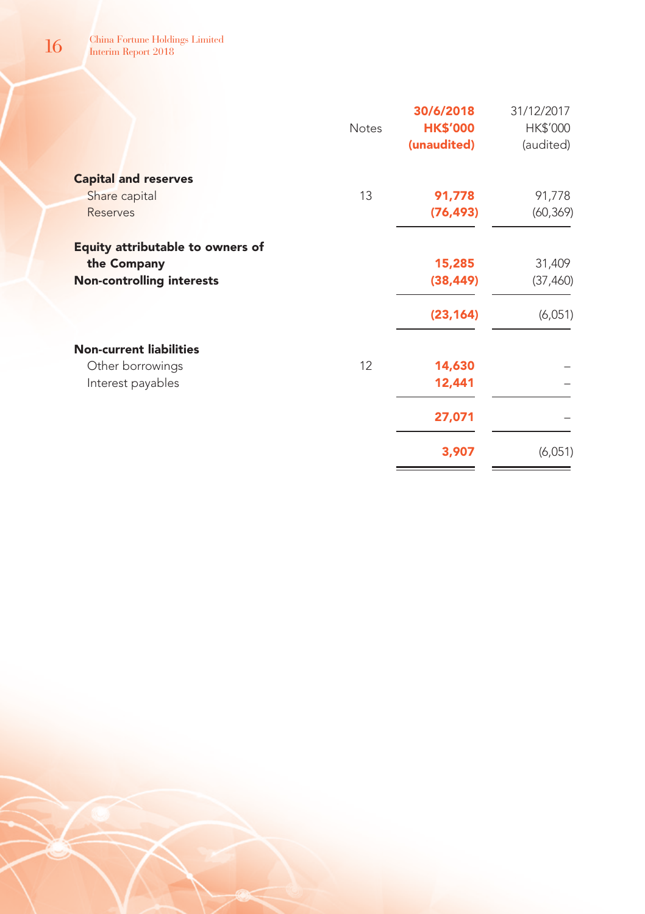| | Notes | 30/6/2018<br>HK$'000<br>(unaudited) | 31/12/2017<br>HK$'000<br>(audited) |
|---|---|---|---|
| **Capital and reserves** | | | |
| Share capital | 13 | 91,778 | 91,778 |
| Reserves | | (76,493) | (60,369) |
| **Equity attributable to owners of the Company** | | 15,285 | 31,409 |
| **Non-controlling interests** | | (38,449) | (37,460) |
| | | (23,164) | (6,051) |
| **Non-current liabilities** | | | |
| Other borrowings | 12 | 14,630 | – |
| Interest payables | | 12,441 | – |
| | | 27,071 | – |
| | | 3,907 | (6,051) |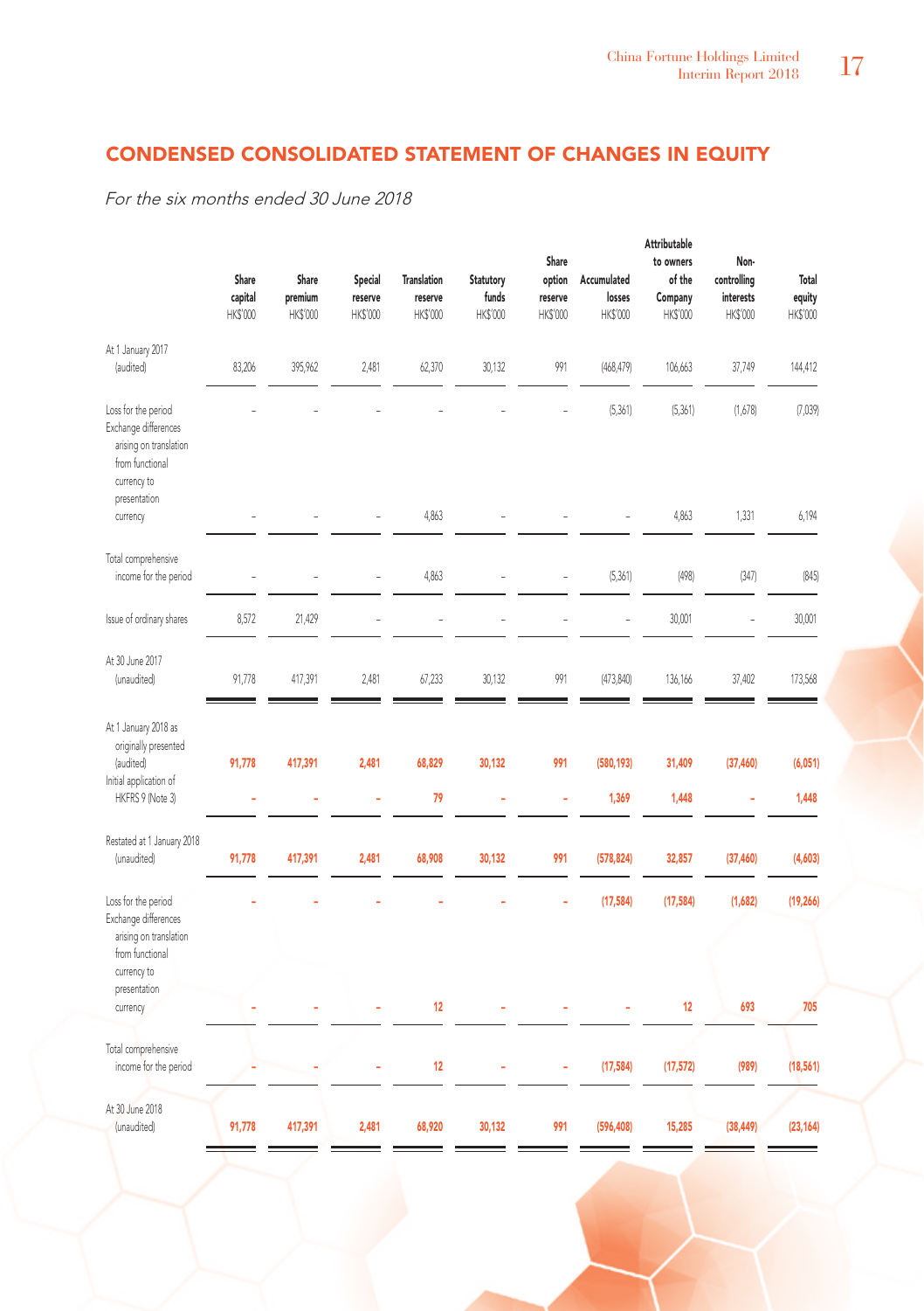## CONDENSED CONSOLIDATED STATEMENT OF CHANGES IN EQUITY

*For the six months ended 30 June 2018*

| | Share capital HK$'000 | Share premium HK$'000 | Special reserve HK$'000 | Translation reserve HK$'000 | Statutory funds HK$'000 | Share option reserve HK$'000 | Accumulated losses HK$'000 | Attributable to owners of the Company HK$'000 | Non-controlling interests HK$'000 | Total equity HK$'000 |
|---|---|---|---|---|---|---|---|---|---|---|
| At 1 January 2017 (audited) | 83,206 | 395,962 | 2,481 | 62,370 | 30,132 | 991 | (468,479) | 106,663 | 37,749 | 144,412 |
| Loss for the period | – | – | – | – | – | – | (5,361) | (5,361) | (1,678) | (7,039) |
| Exchange differences arising on translation from functional currency to presentation currency | – | – | – | 4,863 | – | – | – | 4,863 | 1,331 | 6,194 |
| Total comprehensive income for the period | – | – | – | 4,863 | – | – | (5,361) | (498) | (347) | (845) |
| Issue of ordinary shares | 8,572 | 21,429 | – | – | – | – | – | 30,001 | – | 30,001 |
| At 30 June 2017 (unaudited) | 91,778 | 417,391 | 2,481 | 67,233 | 30,132 | 991 | (473,840) | 136,166 | 37,402 | 173,568 |
| At 1 January 2018 as originally presented (audited) | **91,778** | **417,391** | **2,481** | **68,829** | **30,132** | **991** | **(580,193)** | **31,409** | **(37,460)** | **(6,051)** |
| Initial application of HKFRS 9 (Note 3) | **–** | **–** | **–** | **79** | **–** | **–** | **1,369** | **1,448** | **–** | **1,448** |
| Restated at 1 January 2018 (unaudited) | **91,778** | **417,391** | **2,481** | **68,908** | **30,132** | **991** | **(578,824)** | **32,857** | **(37,460)** | **(4,603)** |
| Loss for the period | **–** | **–** | **–** | **–** | **–** | **–** | **(17,584)** | **(17,584)** | **(1,682)** | **(19,266)** |
| Exchange differences arising on translation from functional currency to presentation currency | **–** | **–** | **–** | **12** | **–** | **–** | **–** | **12** | **693** | **705** |
| Total comprehensive income for the period | **–** | **–** | **–** | **12** | **–** | **–** | **(17,584)** | **(17,572)** | **(989)** | **(18,561)** |
| At 30 June 2018 (unaudited) | **91,778** | **417,391** | **2,481** | **68,920** | **30,132** | **991** | **(596,408)** | **15,285** | **(38,449)** | **(23,164)** |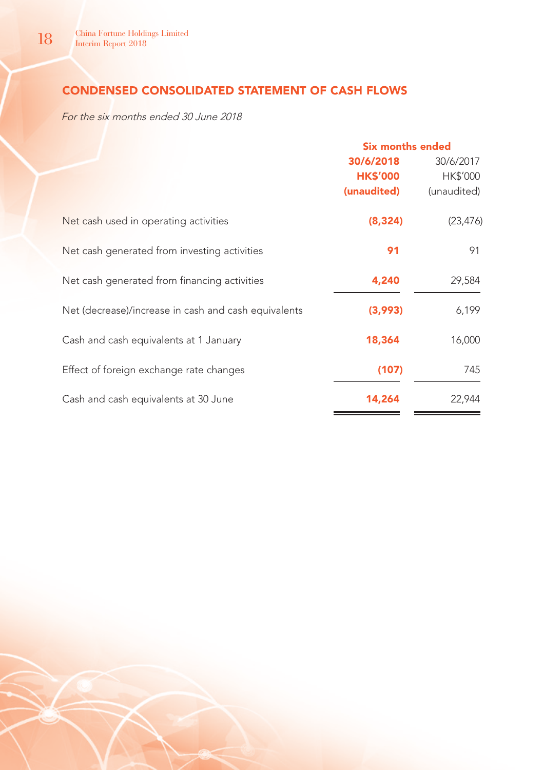## CONDENSED CONSOLIDATED STATEMENT OF CASH FLOWS

*For the six months ended 30 June 2018*

| | Six months ended | |
|---|---|---|
| | **30/6/2018** | 30/6/2017 |
| | **HK$'000** | HK$'000 |
| | **(unaudited)** | (unaudited) |
| Net cash used in operating activities | **(8,324)** | (23,476) |
| Net cash generated from investing activities | **91** | 91 |
| Net cash generated from financing activities | **4,240** | 29,584 |
| Net (decrease)/increase in cash and cash equivalents | **(3,993)** | 6,199 |
| Cash and cash equivalents at 1 January | **18,364** | 16,000 |
| Effect of foreign exchange rate changes | **(107)** | 745 |
| Cash and cash equivalents at 30 June | **14,264** | 22,944 |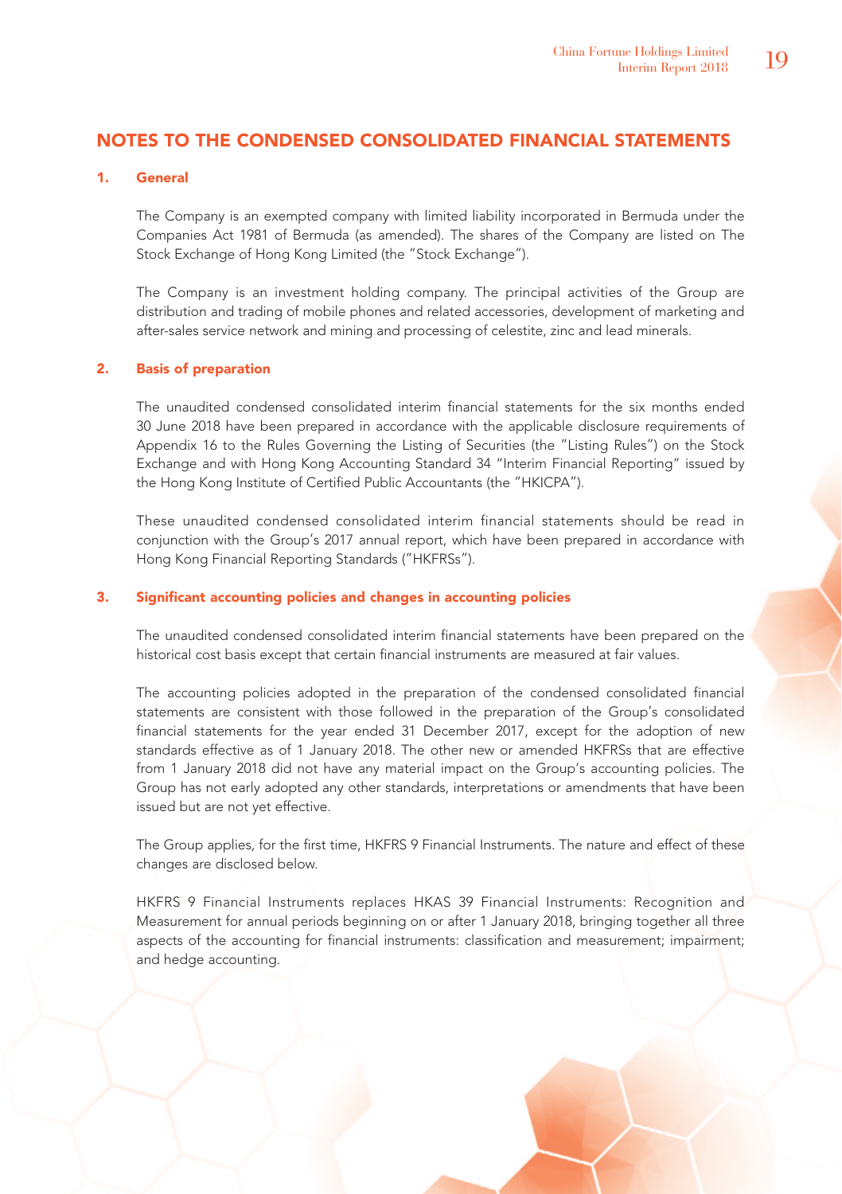# NOTES TO THE CONDENSED CONSOLIDATED FINANCIAL STATEMENTS

## 1. General

The Company is an exempted company with limited liability incorporated in Bermuda under the Companies Act 1981 of Bermuda (as amended). The shares of the Company are listed on The Stock Exchange of Hong Kong Limited (the "Stock Exchange").

The Company is an investment holding company. The principal activities of the Group are distribution and trading of mobile phones and related accessories, development of marketing and after-sales service network and mining and processing of celestite, zinc and lead minerals.

## 2. Basis of preparation

The unaudited condensed consolidated interim financial statements for the six months ended 30 June 2018 have been prepared in accordance with the applicable disclosure requirements of Appendix 16 to the Rules Governing the Listing of Securities (the "Listing Rules") on the Stock Exchange and with Hong Kong Accounting Standard 34 "Interim Financial Reporting" issued by the Hong Kong Institute of Certified Public Accountants (the "HKICPA").

These unaudited condensed consolidated interim financial statements should be read in conjunction with the Group's 2017 annual report, which have been prepared in accordance with Hong Kong Financial Reporting Standards ("HKFRSs").

## 3. Significant accounting policies and changes in accounting policies

The unaudited condensed consolidated interim financial statements have been prepared on the historical cost basis except that certain financial instruments are measured at fair values.

The accounting policies adopted in the preparation of the condensed consolidated financial statements are consistent with those followed in the preparation of the Group's consolidated financial statements for the year ended 31 December 2017, except for the adoption of new standards effective as of 1 January 2018. The other new or amended HKFRSs that are effective from 1 January 2018 did not have any material impact on the Group's accounting policies. The Group has not early adopted any other standards, interpretations or amendments that have been issued but are not yet effective.

The Group applies, for the first time, HKFRS 9 Financial Instruments. The nature and effect of these changes are disclosed below.

HKFRS 9 Financial Instruments replaces HKAS 39 Financial Instruments: Recognition and Measurement for annual periods beginning on or after 1 January 2018, bringing together all three aspects of the accounting for financial instruments: classification and measurement; impairment; and hedge accounting.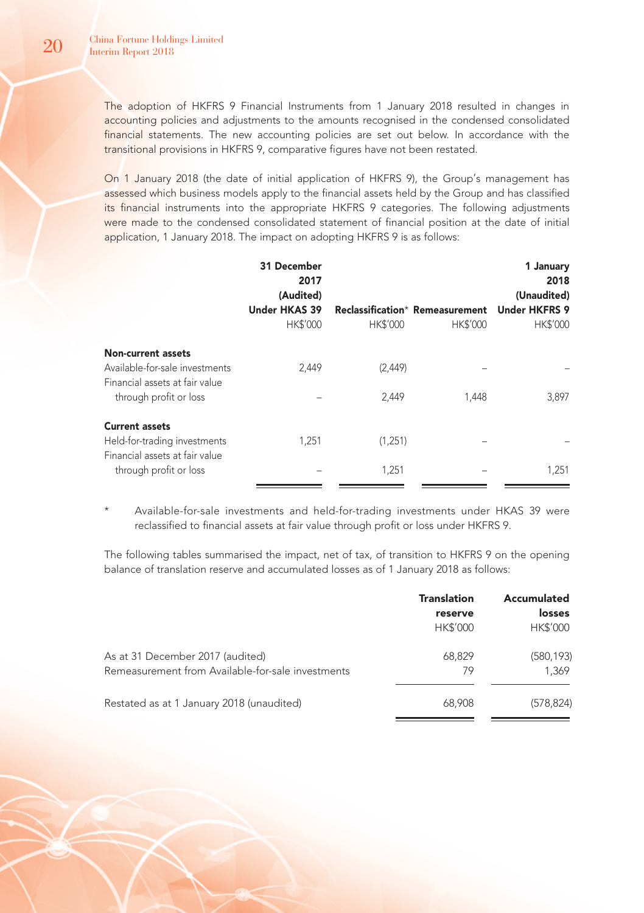The adoption of HKFRS 9 Financial Instruments from 1 January 2018 resulted in changes in accounting policies and adjustments to the amounts recognised in the condensed consolidated financial statements. The new accounting policies are set out below. In accordance with the transitional provisions in HKFRS 9, comparative figures have not been restated.

On 1 January 2018 (the date of initial application of HKFRS 9), the Group's management has assessed which business models apply to the financial assets held by the Group and has classified its financial instruments into the appropriate HKFRS 9 categories. The following adjustments were made to the condensed consolidated statement of financial position at the date of initial application, 1 January 2018. The impact on adopting HKFRS 9 is as follows:

| | 31 December 2017 (Audited) Under HKAS 39 HK$'000 | Reclassification* HK$'000 | Remeasurement HK$'000 | 1 January 2018 (Unaudited) Under HKFRS 9 HK$'000 |
|---|---|---|---|---|
| **Non-current assets** | | | | |
| Available-for-sale investments | 2,449 | (2,449) | – | – |
| Financial assets at fair value through profit or loss | – | 2,449 | 1,448 | 3,897 |
| **Current assets** | | | | |
| Held-for-trading investments | 1,251 | (1,251) | – | – |
| Financial assets at fair value through profit or loss | – | 1,251 | – | 1,251 |

\* Available-for-sale investments and held-for-trading investments under HKAS 39 were reclassified to financial assets at fair value through profit or loss under HKFRS 9.

The following tables summarised the impact, net of tax, of transition to HKFRS 9 on the opening balance of translation reserve and accumulated losses as of 1 January 2018 as follows:

| | Translation reserve HK$'000 | Accumulated losses HK$'000 |
|---|---|---|
| As at 31 December 2017 (audited) | 68,829 | (580,193) |
| Remeasurement from Available-for-sale investments | 79 | 1,369 |
| Restated as at 1 January 2018 (unaudited) | 68,908 | (578,824) |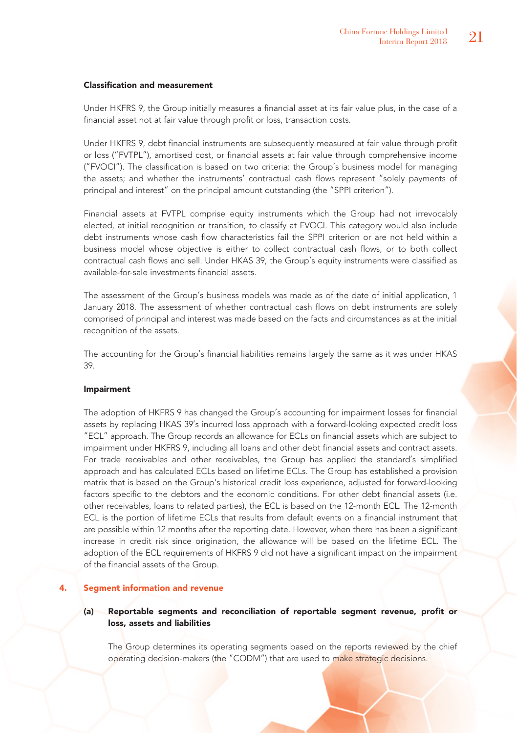#### Classification and measurement

Under HKFRS 9, the Group initially measures a financial asset at its fair value plus, in the case of a financial asset not at fair value through profit or loss, transaction costs.

Under HKFRS 9, debt financial instruments are subsequently measured at fair value through profit or loss ("FVTPL"), amortised cost, or financial assets at fair value through comprehensive income ("FVOCI"). The classification is based on two criteria: the Group's business model for managing the assets; and whether the instruments' contractual cash flows represent "solely payments of principal and interest" on the principal amount outstanding (the "SPPI criterion").

Financial assets at FVTPL comprise equity instruments which the Group had not irrevocably elected, at initial recognition or transition, to classify at FVOCI. This category would also include debt instruments whose cash flow characteristics fail the SPPI criterion or are not held within a business model whose objective is either to collect contractual cash flows, or to both collect contractual cash flows and sell. Under HKAS 39, the Group's equity instruments were classified as available-for-sale investments financial assets.

The assessment of the Group's business models was made as of the date of initial application, 1 January 2018. The assessment of whether contractual cash flows on debt instruments are solely comprised of principal and interest was made based on the facts and circumstances as at the initial recognition of the assets.

The accounting for the Group's financial liabilities remains largely the same as it was under HKAS 39.

#### Impairment

The adoption of HKFRS 9 has changed the Group's accounting for impairment losses for financial assets by replacing HKAS 39's incurred loss approach with a forward-looking expected credit loss "ECL" approach. The Group records an allowance for ECLs on financial assets which are subject to impairment under HKFRS 9, including all loans and other debt financial assets and contract assets. For trade receivables and other receivables, the Group has applied the standard's simplified approach and has calculated ECLs based on lifetime ECLs. The Group has established a provision matrix that is based on the Group's historical credit loss experience, adjusted for forward-looking factors specific to the debtors and the economic conditions. For other debt financial assets (i.e. other receivables, loans to related parties), the ECL is based on the 12-month ECL. The 12-month ECL is the portion of lifetime ECLs that results from default events on a financial instrument that are possible within 12 months after the reporting date. However, when there has been a significant increase in credit risk since origination, the allowance will be based on the lifetime ECL. The adoption of the ECL requirements of HKFRS 9 did not have a significant impact on the impairment of the financial assets of the Group.

## 4. Segment information and revenue

### (a) Reportable segments and reconciliation of reportable segment revenue, profit or loss, assets and liabilities

The Group determines its operating segments based on the reports reviewed by the chief operating decision-makers (the "CODM") that are used to make strategic decisions.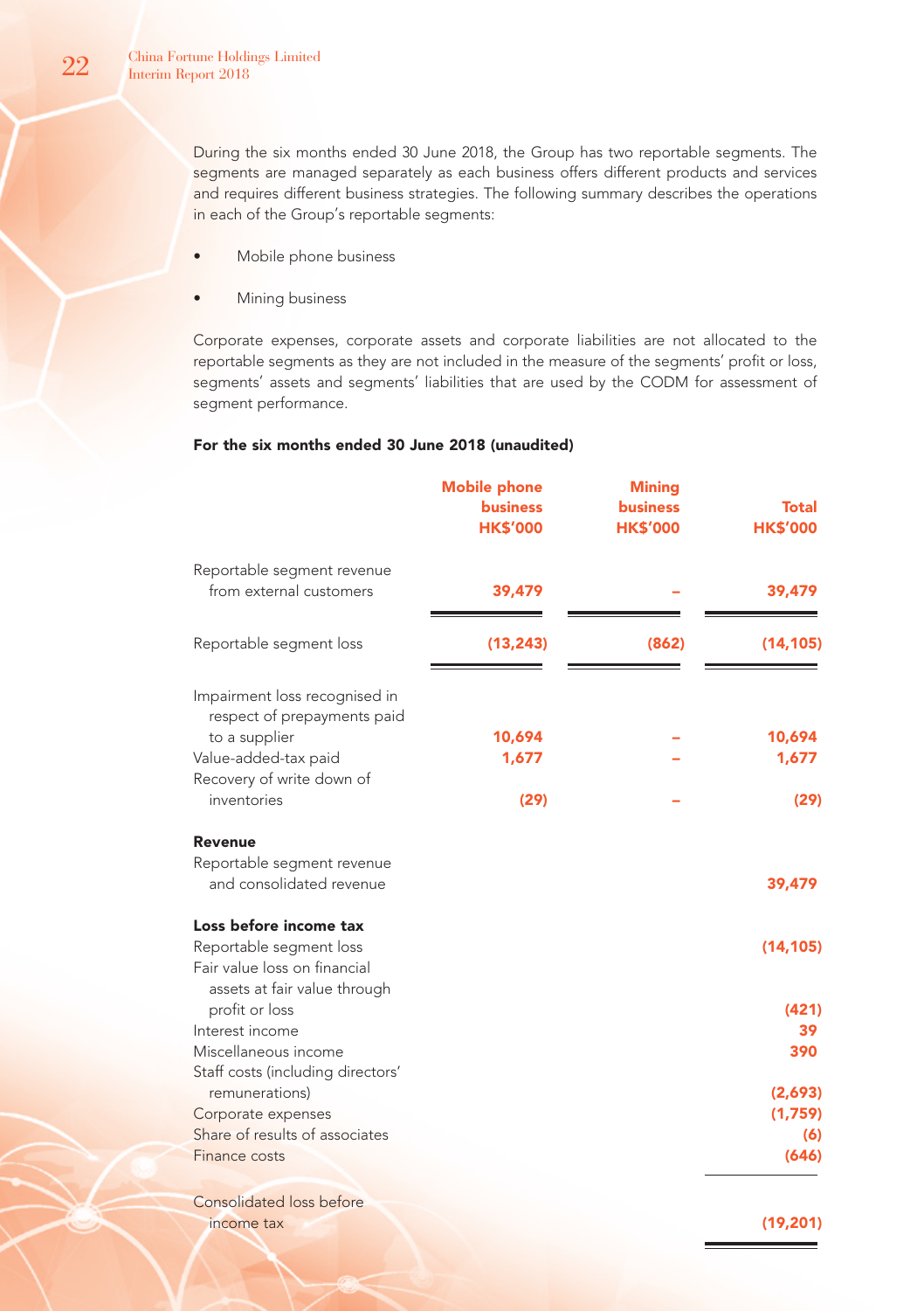During the six months ended 30 June 2018, the Group has two reportable segments. The segments are managed separately as each business offers different products and services and requires different business strategies. The following summary describes the operations in each of the Group's reportable segments:

- Mobile phone business
- Mining business

Corporate expenses, corporate assets and corporate liabilities are not allocated to the reportable segments as they are not included in the measure of the segments' profit or loss, segments' assets and segments' liabilities that are used by the CODM for assessment of segment performance.

**For the six months ended 30 June 2018 (unaudited)**

| | Mobile phone business HK$'000 | Mining business HK$'000 | Total HK$'000 |
|---|---|---|---|
| Reportable segment revenue from external customers | 39,479 | – | 39,479 |
| Reportable segment loss | (13,243) | (862) | (14,105) |
| Impairment loss recognised in respect of prepayments paid to a supplier | 10,694 | – | 10,694 |
| Value-added-tax paid | 1,677 | – | 1,677 |
| Recovery of write down of inventories | (29) | – | (29) |
| **Revenue** | | | |
| Reportable segment revenue and consolidated revenue | | | 39,479 |
| **Loss before income tax** | | | |
| Reportable segment loss | | | (14,105) |
| Fair value loss on financial assets at fair value through profit or loss | | | (421) |
| Interest income | | | 39 |
| Miscellaneous income | | | 390 |
| Staff costs (including directors' remunerations) | | | (2,693) |
| Corporate expenses | | | (1,759) |
| Share of results of associates | | | (6) |
| Finance costs | | | (646) |
| Consolidated loss before income tax | | | (19,201) |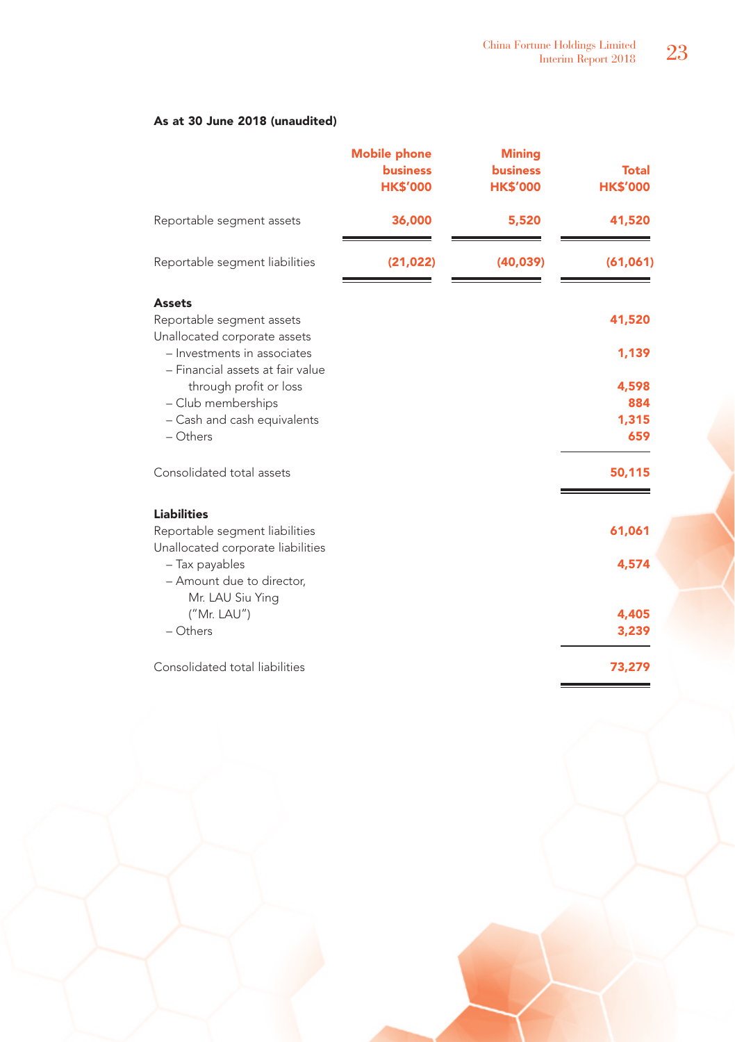**As at 30 June 2018 (unaudited)**

| | Mobile phone business HK$'000 | Mining business HK$'000 | Total HK$'000 |
|---|---|---|---|
| Reportable segment assets | 36,000 | 5,520 | 41,520 |
| Reportable segment liabilities | (21,022) | (40,039) | (61,061) |

| | HK$'000 |
|---|---|
| **Assets** | |
| Reportable segment assets | 41,520 |
| Unallocated corporate assets | |
| – Investments in associates | 1,139 |
| – Financial assets at fair value through profit or loss | 4,598 |
| – Club memberships | 884 |
| – Cash and cash equivalents | 1,315 |
| – Others | 659 |
| Consolidated total assets | 50,115 |
| **Liabilities** | |
| Reportable segment liabilities | 61,061 |
| Unallocated corporate liabilities | |
| – Tax payables | 4,574 |
| – Amount due to director, Mr. LAU Siu Ying ("Mr. LAU") | 4,405 |
| – Others | 3,239 |
| Consolidated total liabilities | 73,279 |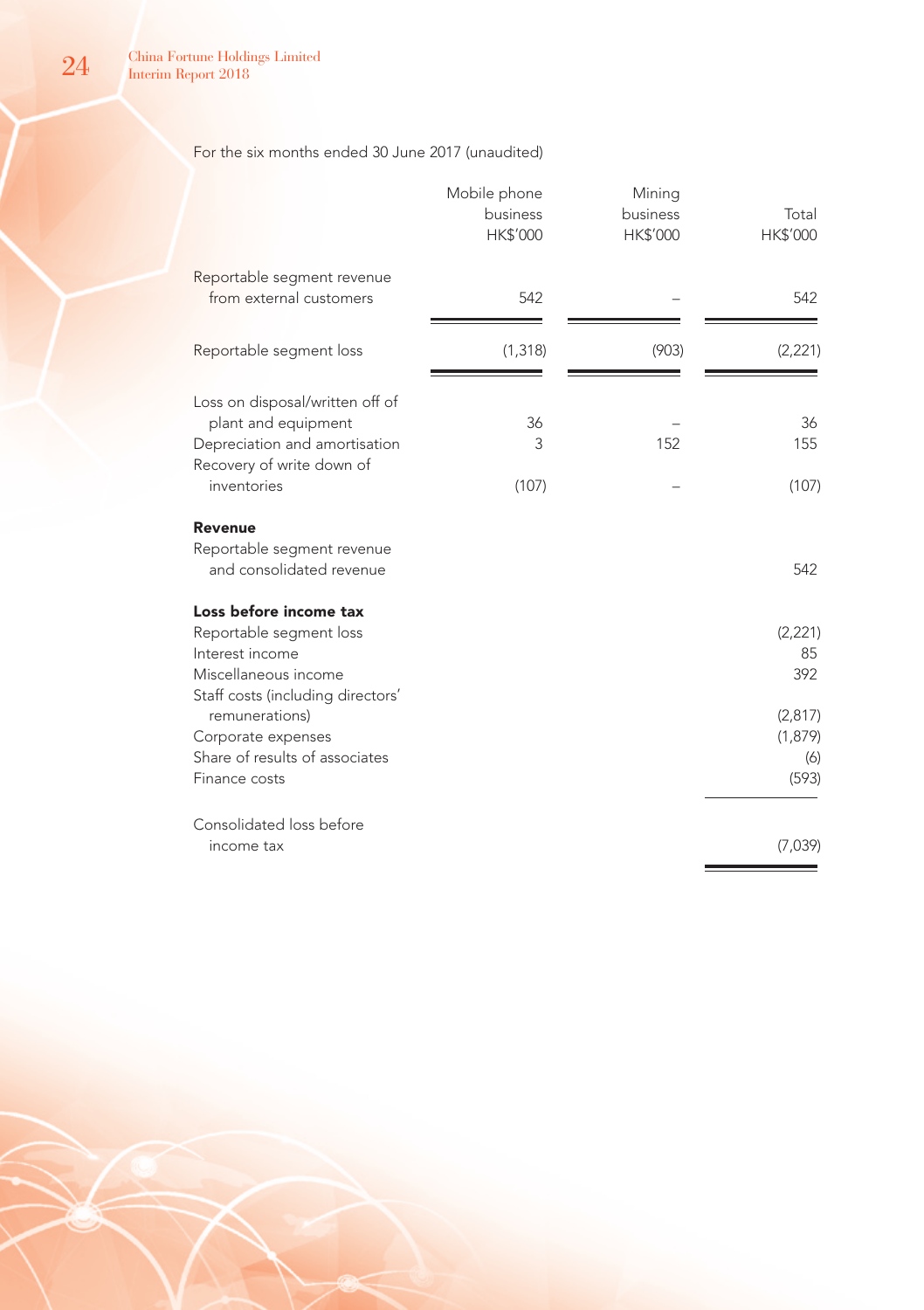For the six months ended 30 June 2017 (unaudited)

| | Mobile phone business HK$'000 | Mining business HK$'000 | Total HK$'000 |
|---|---|---|---|
| Reportable segment revenue from external customers | 542 | – | 542 |
| Reportable segment loss | (1,318) | (903) | (2,221) |
| Loss on disposal/written off of plant and equipment | 36 | – | 36 |
| Depreciation and amortisation | 3 | 152 | 155 |
| Recovery of write down of inventories | (107) | – | (107) |
| **Revenue** | | | |
| Reportable segment revenue and consolidated revenue | | | 542 |
| **Loss before income tax** | | | |
| Reportable segment loss | | | (2,221) |
| Interest income | | | 85 |
| Miscellaneous income | | | 392 |
| Staff costs (including directors' remunerations) | | | (2,817) |
| Corporate expenses | | | (1,879) |
| Share of results of associates | | | (6) |
| Finance costs | | | (593) |
| Consolidated loss before income tax | | | (7,039) |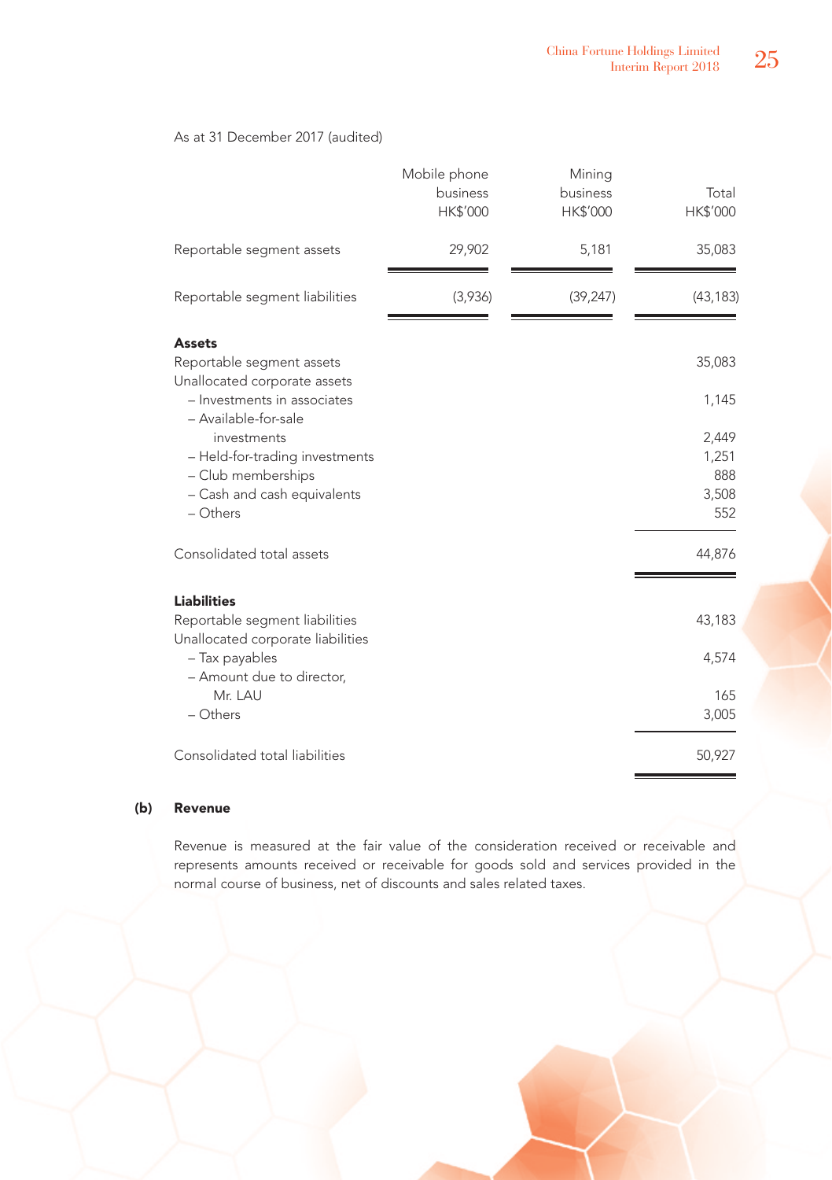As at 31 December 2017 (audited)

| | Mobile phone business HK$'000 | Mining business HK$'000 | Total HK$'000 |
|---|---|---|---|
| Reportable segment assets | 29,902 | 5,181 | 35,083 |
| Reportable segment liabilities | (3,936) | (39,247) | (43,183) |

| | HK$'000 |
|---|---|
| **Assets** | |
| Reportable segment assets | 35,083 |
| Unallocated corporate assets | |
| – Investments in associates | 1,145 |
| – Available-for-sale investments | 2,449 |
| – Held-for-trading investments | 1,251 |
| – Club memberships | 888 |
| – Cash and cash equivalents | 3,508 |
| – Others | 552 |
| Consolidated total assets | 44,876 |
| **Liabilities** | |
| Reportable segment liabilities | 43,183 |
| Unallocated corporate liabilities | |
| – Tax payables | 4,574 |
| – Amount due to director, Mr. LAU | 165 |
| – Others | 3,005 |
| Consolidated total liabilities | 50,927 |

**(b) Revenue**

Revenue is measured at the fair value of the consideration received or receivable and represents amounts received or receivable for goods sold and services provided in the normal course of business, net of discounts and sales related taxes.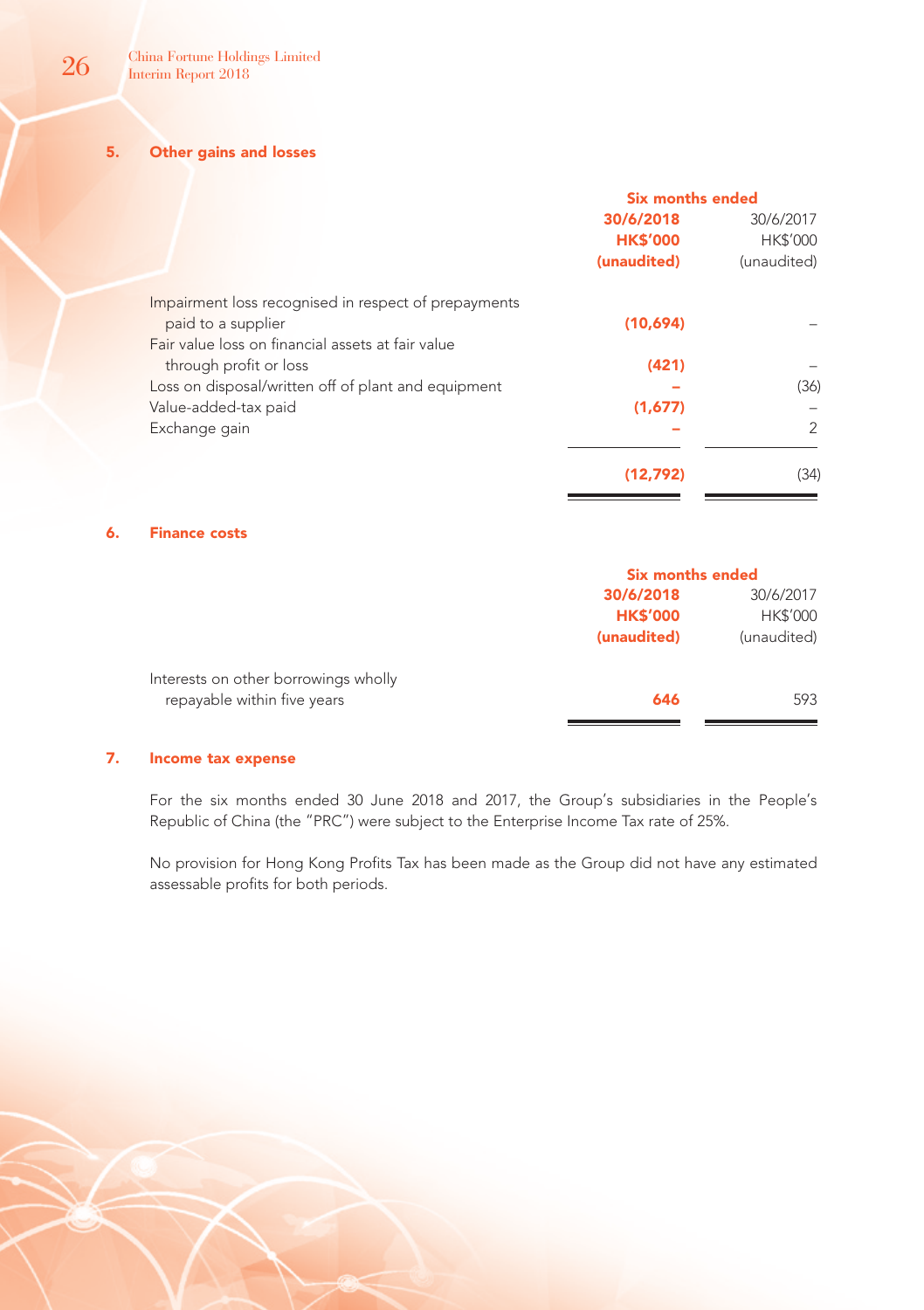## 5. Other gains and losses

| | Six months ended | |
|---|---|---|
| | **30/6/2018** | 30/6/2017 |
| | **HK$'000** | HK$'000 |
| | **(unaudited)** | (unaudited) |
| Impairment loss recognised in respect of prepayments paid to a supplier | **(10,694)** | – |
| Fair value loss on financial assets at fair value through profit or loss | **(421)** | – |
| Loss on disposal/written off of plant and equipment | **–** | (36) |
| Value-added-tax paid | **(1,677)** | – |
| Exchange gain | **–** | 2 |
| | **(12,792)** | (34) |

## 6. Finance costs

| | Six months ended | |
|---|---|---|
| | **30/6/2018** | 30/6/2017 |
| | **HK$'000** | HK$'000 |
| | **(unaudited)** | (unaudited) |
| Interests on other borrowings wholly repayable within five years | **646** | 593 |

## 7. Income tax expense

For the six months ended 30 June 2018 and 2017, the Group's subsidiaries in the People's Republic of China (the "PRC") were subject to the Enterprise Income Tax rate of 25%.

No provision for Hong Kong Profits Tax has been made as the Group did not have any estimated assessable profits for both periods.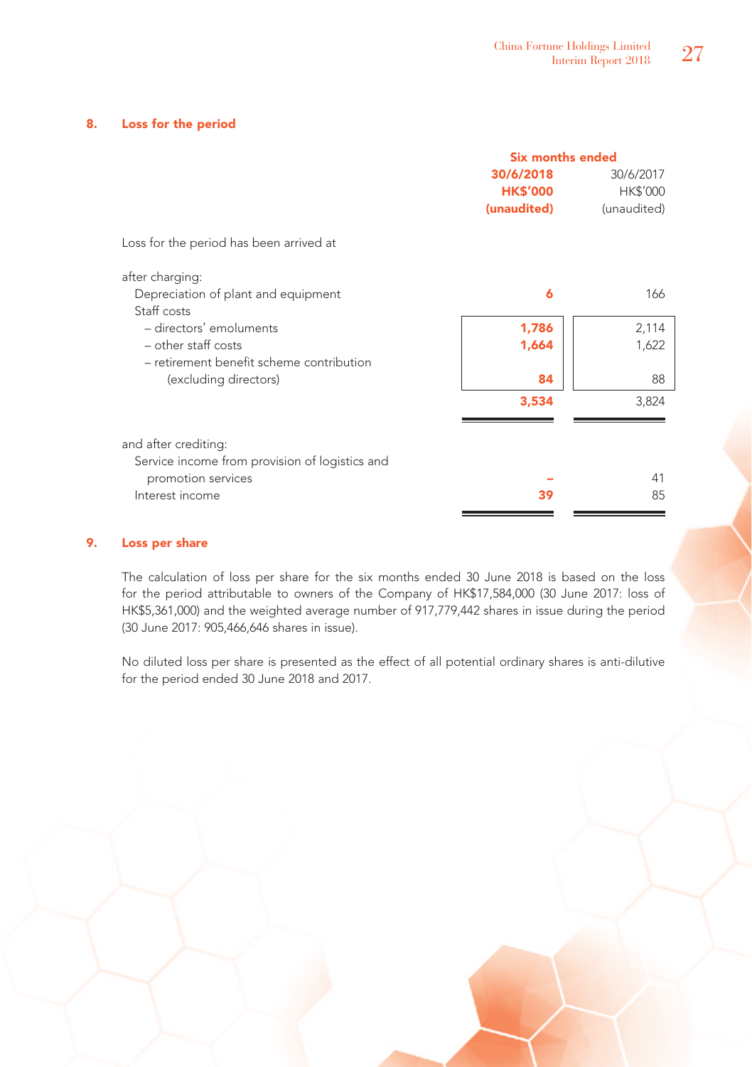## 8. Loss for the period

| | Six months ended | |
|---|---|---|
| | **30/6/2018** | 30/6/2017 |
| | **HK$'000** | HK$'000 |
| | **(unaudited)** | (unaudited) |
| Loss for the period has been arrived at | | |
| after charging: | | |
| Depreciation of plant and equipment | **6** | 166 |
| Staff costs | | |
| – directors' emoluments | **1,786** | 2,114 |
| – other staff costs | **1,664** | 1,622 |
| – retirement benefit scheme contribution (excluding directors) | **84** | 88 |
| | **3,534** | 3,824 |
| and after crediting: | | |
| Service income from provision of logistics and promotion services | **–** | 41 |
| Interest income | **39** | 85 |

## 9. Loss per share

The calculation of loss per share for the six months ended 30 June 2018 is based on the loss for the period attributable to owners of the Company of HK$17,584,000 (30 June 2017: loss of HK$5,361,000) and the weighted average number of 917,779,442 shares in issue during the period (30 June 2017: 905,466,646 shares in issue).

No diluted loss per share is presented as the effect of all potential ordinary shares is anti-dilutive for the period ended 30 June 2018 and 2017.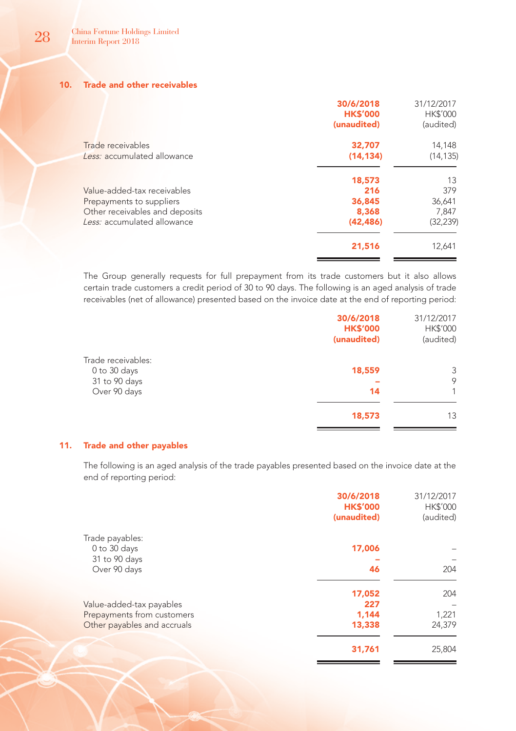## 10. Trade and other receivables

| | 30/6/2018<br>HK$'000<br>(unaudited) | 31/12/2017<br>HK$'000<br>(audited) |
|---|---|---|
| Trade receivables | 32,707 | 14,148 |
| *Less:* accumulated allowance | (14,134) | (14,135) |
| | 18,573 | 13 |
| Value-added-tax receivables | 216 | 379 |
| Prepayments to suppliers | 36,845 | 36,641 |
| Other receivables and deposits | 8,368 | 7,847 |
| *Less:* accumulated allowance | (42,486) | (32,239) |
| | 21,516 | 12,641 |

The Group generally requests for full prepayment from its trade customers but it also allows certain trade customers a credit period of 30 to 90 days. The following is an aged analysis of trade receivables (net of allowance) presented based on the invoice date at the end of reporting period:

| | 30/6/2018<br>HK$'000<br>(unaudited) | 31/12/2017<br>HK$'000<br>(audited) |
|---|---|---|
| Trade receivables: | | |
| 0 to 30 days | 18,559 | 3 |
| 31 to 90 days | – | 9 |
| Over 90 days | 14 | 1 |
| | 18,573 | 13 |

## 11. Trade and other payables

The following is an aged analysis of the trade payables presented based on the invoice date at the end of reporting period:

| | 30/6/2018<br>HK$'000<br>(unaudited) | 31/12/2017<br>HK$'000<br>(audited) |
|---|---|---|
| Trade payables: | | |
| 0 to 30 days | 17,006 | – |
| 31 to 90 days | – | – |
| Over 90 days | 46 | 204 |
| | 17,052 | 204 |
| Value-added-tax payables | 227 | – |
| Prepayments from customers | 1,144 | 1,221 |
| Other payables and accruals | 13,338 | 24,379 |
| | 31,761 | 25,804 |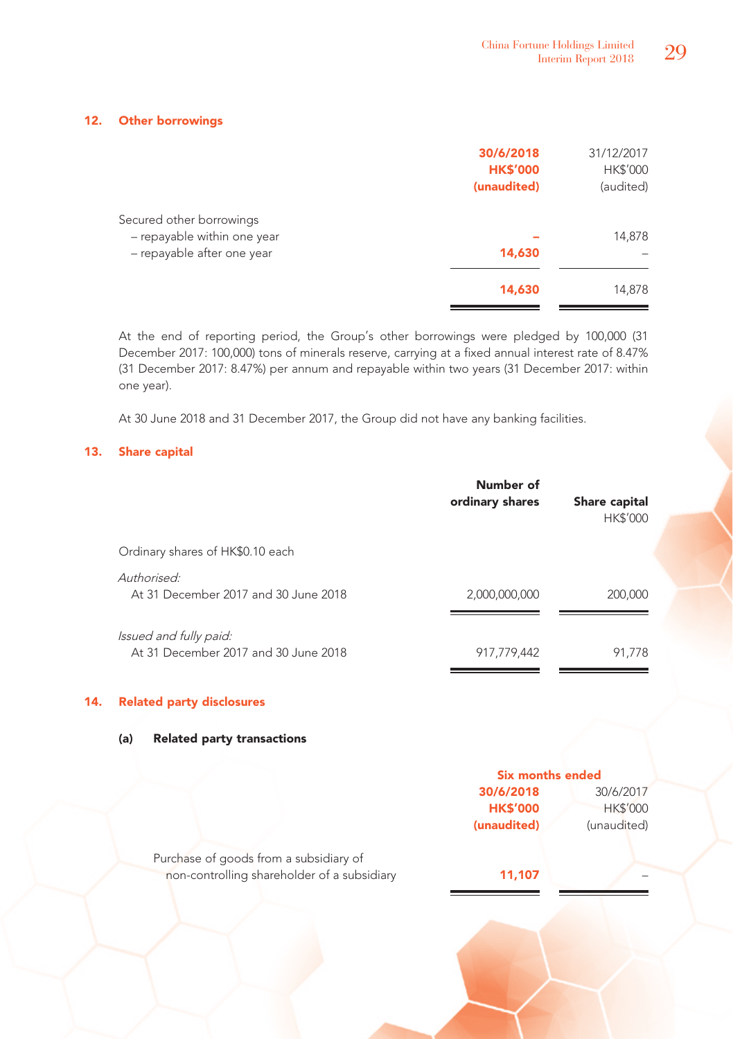## 12. Other borrowings

| | 30/6/2018 HK$'000 (unaudited) | 31/12/2017 HK$'000 (audited) |
|---|---|---|
| Secured other borrowings | | |
| – repayable within one year | – | 14,878 |
| – repayable after one year | 14,630 | – |
| | 14,630 | 14,878 |

At the end of reporting period, the Group's other borrowings were pledged by 100,000 (31 December 2017: 100,000) tons of minerals reserve, carrying at a fixed annual interest rate of 8.47% (31 December 2017: 8.47%) per annum and repayable within two years (31 December 2017: within one year).

At 30 June 2018 and 31 December 2017, the Group did not have any banking facilities.

## 13. Share capital

| | Number of ordinary shares | Share capital HK$'000 |
|---|---|---|
| Ordinary shares of HK$0.10 each | | |
| *Authorised:* | | |
| At 31 December 2017 and 30 June 2018 | 2,000,000,000 | 200,000 |
| *Issued and fully paid:* | | |
| At 31 December 2017 and 30 June 2018 | 917,779,442 | 91,778 |

## 14. Related party disclosures

### (a) Related party transactions

| | Six months ended 30/6/2018 HK$'000 (unaudited) | 30/6/2017 HK$'000 (unaudited) |
|---|---|---|
| Purchase of goods from a subsidiary of non-controlling shareholder of a subsidiary | 11,107 | – |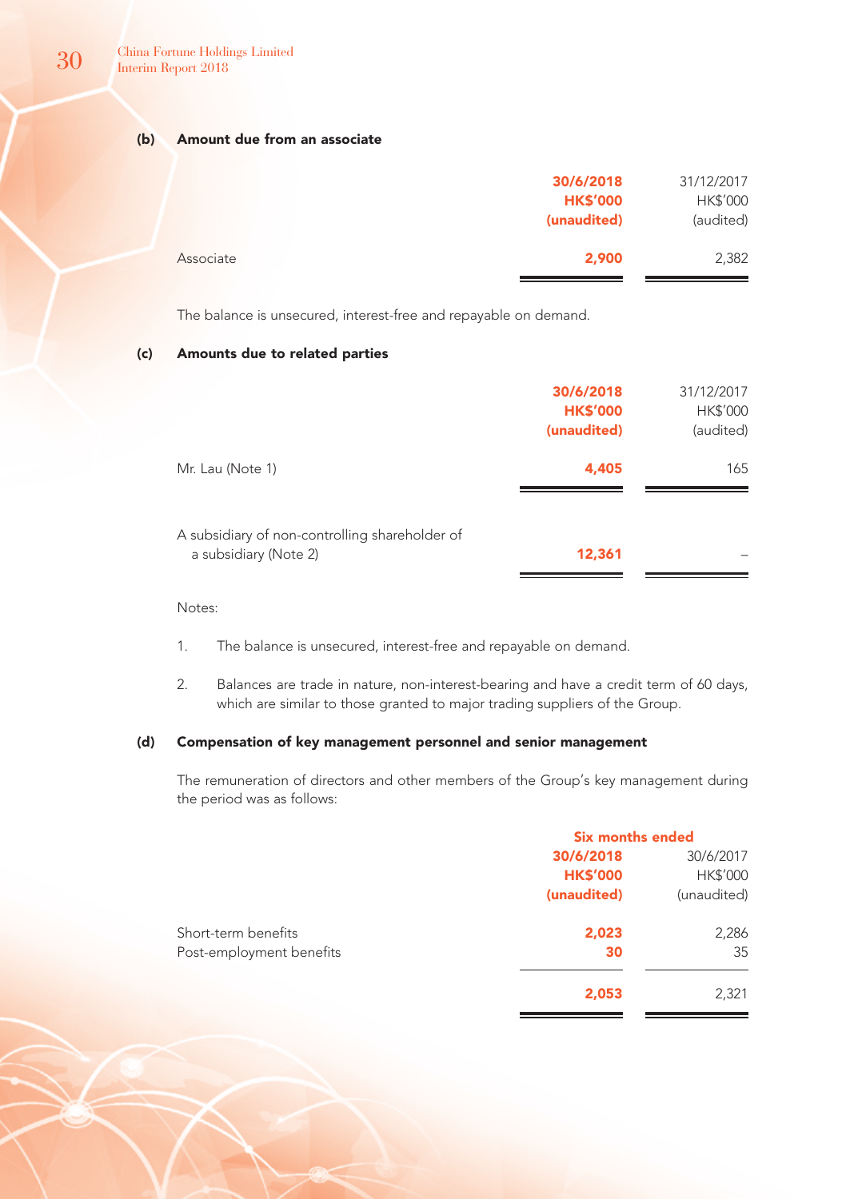**(b) Amount due from an associate**

| | 30/6/2018 HK$'000 (unaudited) | 31/12/2017 HK$'000 (audited) |
|---|---|---|
| Associate | 2,900 | 2,382 |

The balance is unsecured, interest-free and repayable on demand.

**(c) Amounts due to related parties**

| | 30/6/2018 HK$'000 (unaudited) | 31/12/2017 HK$'000 (audited) |
|---|---|---|
| Mr. Lau (Note 1) | 4,405 | 165 |
| A subsidiary of non-controlling shareholder of a subsidiary (Note 2) | 12,361 | – |

Notes:

1. The balance is unsecured, interest-free and repayable on demand.

2. Balances are trade in nature, non-interest-bearing and have a credit term of 60 days, which are similar to those granted to major trading suppliers of the Group.

**(d) Compensation of key management personnel and senior management**

The remuneration of directors and other members of the Group's key management during the period was as follows:

| | Six months ended | |
|---|---|---|
| | 30/6/2018 HK$'000 (unaudited) | 30/6/2017 HK$'000 (unaudited) |
| Short-term benefits | 2,023 | 2,286 |
| Post-employment benefits | 30 | 35 |
| | 2,053 | 2,321 |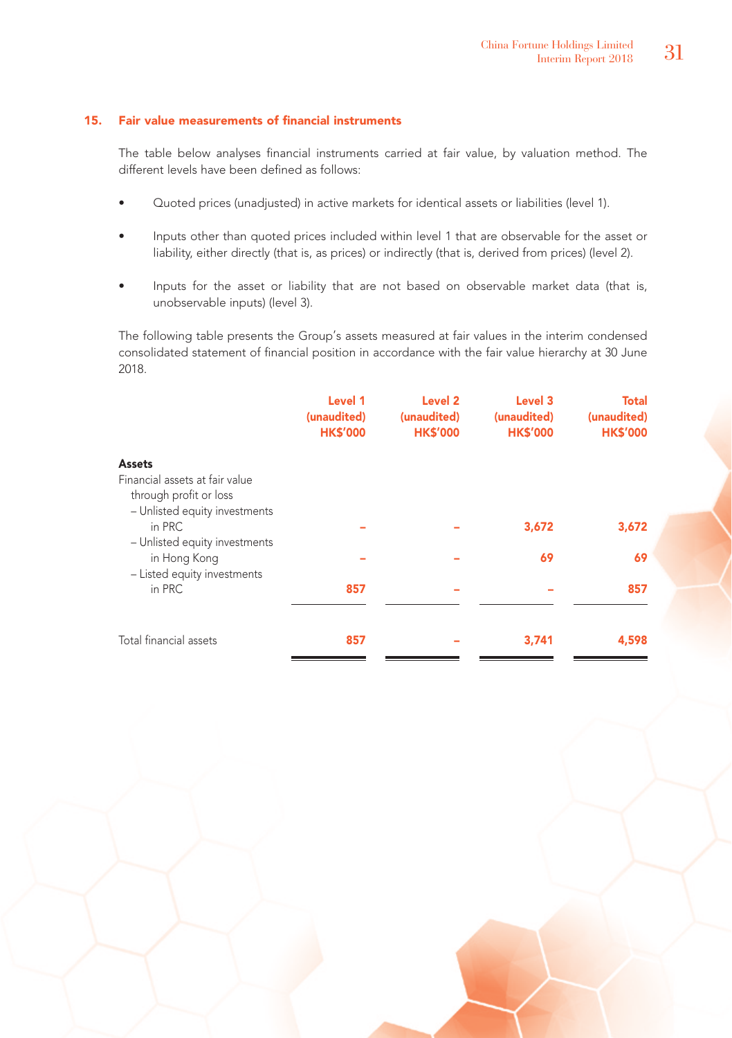## 15. Fair value measurements of financial instruments

The table below analyses financial instruments carried at fair value, by valuation method. The different levels have been defined as follows:

- Quoted prices (unadjusted) in active markets for identical assets or liabilities (level 1).
- Inputs other than quoted prices included within level 1 that are observable for the asset or liability, either directly (that is, as prices) or indirectly (that is, derived from prices) (level 2).
- Inputs for the asset or liability that are not based on observable market data (that is, unobservable inputs) (level 3).

The following table presents the Group's assets measured at fair values in the interim condensed consolidated statement of financial position in accordance with the fair value hierarchy at 30 June 2018.

| | Level 1 (unaudited) HK$'000 | Level 2 (unaudited) HK$'000 | Level 3 (unaudited) HK$'000 | Total (unaudited) HK$'000 |
|---|---|---|---|---|
| **Assets** | | | | |
| Financial assets at fair value through profit or loss | | | | |
| – Unlisted equity investments in PRC | – | – | 3,672 | 3,672 |
| – Unlisted equity investments in Hong Kong | – | – | 69 | 69 |
| – Listed equity investments in PRC | 857 | – | – | 857 |
| Total financial assets | 857 | – | 3,741 | 4,598 |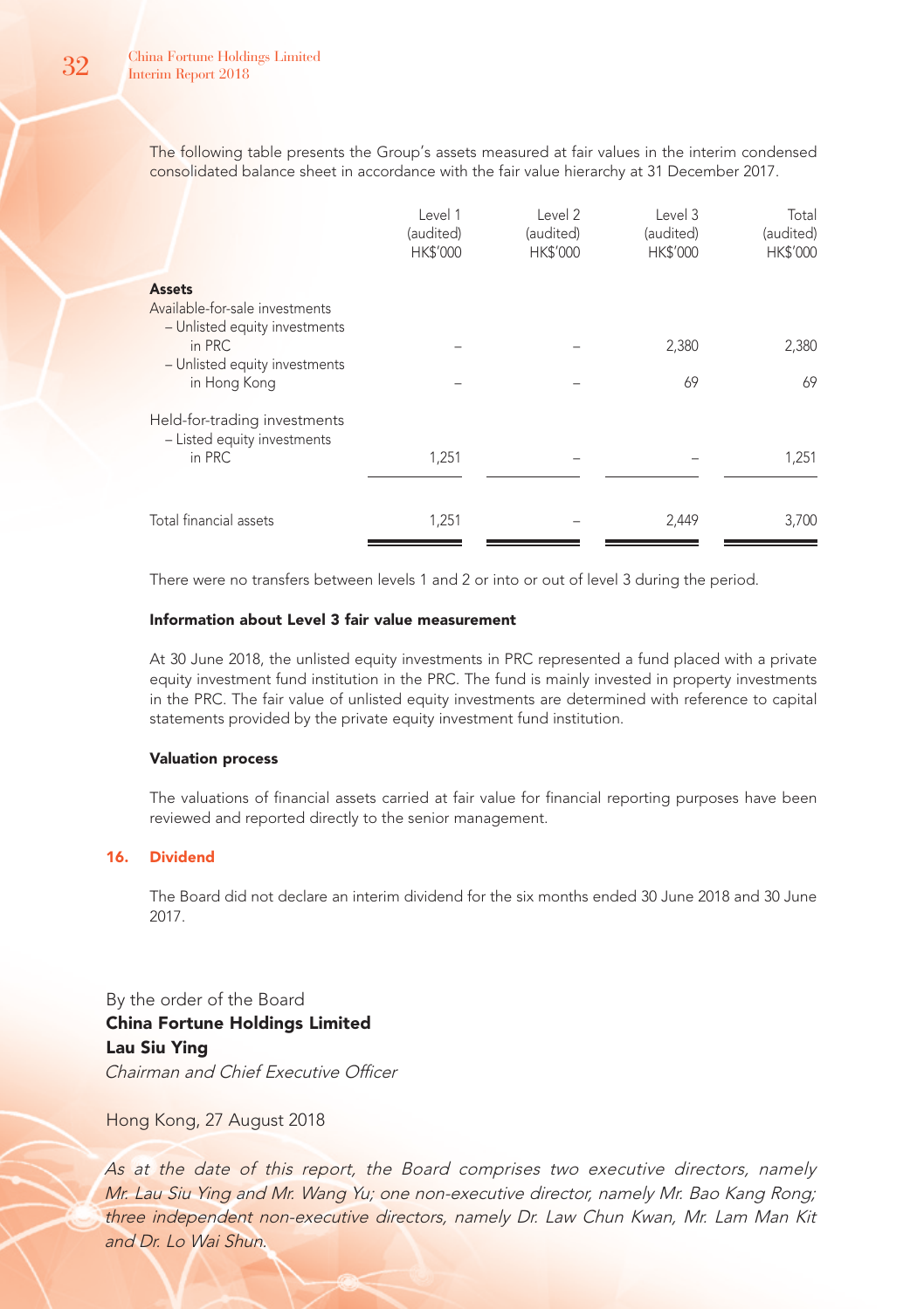The following table presents the Group's assets measured at fair values in the interim condensed consolidated balance sheet in accordance with the fair value hierarchy at 31 December 2017.

| | Level 1 (audited) HK$'000 | Level 2 (audited) HK$'000 | Level 3 (audited) HK$'000 | Total (audited) HK$'000 |
|---|---|---|---|---|
| **Assets** | | | | |
| Available-for-sale investments | | | | |
| – Unlisted equity investments in PRC | – | – | 2,380 | 2,380 |
| – Unlisted equity investments in Hong Kong | – | – | 69 | 69 |
| Held-for-trading investments | | | | |
| – Listed equity investments in PRC | 1,251 | – | – | 1,251 |
| Total financial assets | 1,251 | – | 2,449 | 3,700 |

There were no transfers between levels 1 and 2 or into or out of level 3 during the period.

**Information about Level 3 fair value measurement**

At 30 June 2018, the unlisted equity investments in PRC represented a fund placed with a private equity investment fund institution in the PRC. The fund is mainly invested in property investments in the PRC. The fair value of unlisted equity investments are determined with reference to capital statements provided by the private equity investment fund institution.

**Valuation process**

The valuations of financial assets carried at fair value for financial reporting purposes have been reviewed and reported directly to the senior management.

## 16. Dividend

The Board did not declare an interim dividend for the six months ended 30 June 2018 and 30 June 2017.

By the order of the Board
**China Fortune Holdings Limited**
**Lau Siu Ying**
*Chairman and Chief Executive Officer*

Hong Kong, 27 August 2018

*As at the date of this report, the Board comprises two executive directors, namely Mr. Lau Siu Ying and Mr. Wang Yu; one non-executive director, namely Mr. Bao Kang Rong; three independent non-executive directors, namely Dr. Law Chun Kwan, Mr. Lam Man Kit and Dr. Lo Wai Shun.*